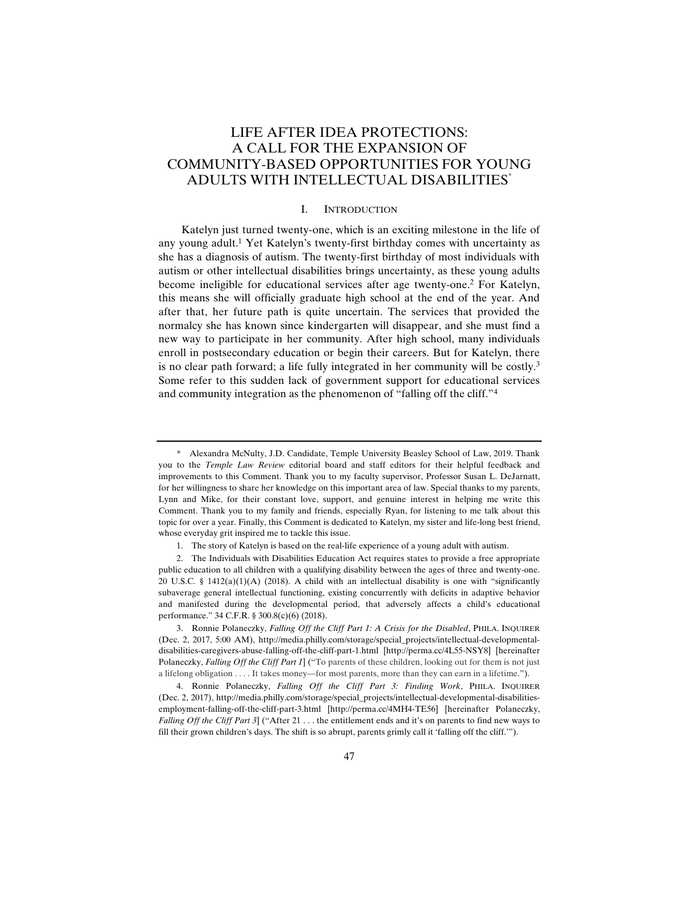# LIFE AFTER IDEA PROTECTIONS: A CALL FOR THE EXPANSION OF COMMUNITY-BASED OPPORTUNITIES FOR YOUNG ADULTS WITH INTELLECTUAL DISABILITIES[*]

## I. INTRODUCTION

Katelyn just turned twenty-one, which is an exciting milestone in the life of any young adult.[1] Yet Katelyn's twenty-first birthday comes with uncertainty as she has a diagnosis of autism. The twenty-first birthday of most individuals with autism or other intellectual disabilities brings uncertainty, as these young adults become ineligible for educational services after age twenty-one.[2] For Katelyn, this means she will officially graduate high school at the end of the year. And after that, her future path is quite uncertain. The services that provided the normalcy she has known since kindergarten will disappear, and she must find a new way to participate in her community. After high school, many individuals enroll in postsecondary education or begin their careers. But for Katelyn, there is no clear path forward; a life fully integrated in her community will be costly.[3] Some refer to this sudden lack of government support for educational services and community integration as the phenomenon of "falling off the cliff."[4]

---

\* Alexandra McNulty, J.D. Candidate, Temple University Beasley School of Law, 2019. Thank you to the *Temple Law Review* editorial board and staff editors for their helpful feedback and improvements to this Comment. Thank you to my faculty supervisor, Professor Susan L. DeJarnatt, for her willingness to share her knowledge on this important area of law. Special thanks to my parents, Lynn and Mike, for their constant love, support, and genuine interest in helping me write this Comment. Thank you to my family and friends, especially Ryan, for listening to me talk about this topic for over a year. Finally, this Comment is dedicated to Katelyn, my sister and life-long best friend, whose everyday grit inspired me to tackle this issue.

1. The story of Katelyn is based on the real-life experience of a young adult with autism.

2. The Individuals with Disabilities Education Act requires states to provide a free appropriate public education to all children with a qualifying disability between the ages of three and twenty-one. 20 U.S.C. § 1412(a)(1)(A) (2018). A child with an intellectual disability is one with "significantly subaverage general intellectual functioning, existing concurrently with deficits in adaptive behavior and manifested during the developmental period, that adversely affects a child's educational performance." 34 C.F.R. § 300.8(c)(6) (2018).

3. Ronnie Polaneczky, *Falling Off the Cliff Part 1: A Crisis for the Disabled*, PHILA. INQUIRER (Dec. 2, 2017, 5:00 AM), http://media.philly.com/storage/special_projects/intellectual-developmental-disabilities-caregivers-abuse-falling-off-the-cliff-part-1.html [http://perma.cc/4L55-NSY8] [hereinafter Polaneczky, *Falling Off the Cliff Part 1*] ("To parents of these children, looking out for them is not just a lifelong obligation . . . . It takes money—for most parents, more than they can earn in a lifetime.").

4. Ronnie Polaneczky, *Falling Off the Cliff Part 3: Finding Work*, PHILA. INQUIRER (Dec. 2, 2017), http://media.philly.com/storage/special_projects/intellectual-developmental-disabilities-employment-falling-off-the-cliff-part-3.html [http://perma.cc/4MH4-TE56] [hereinafter Polaneczky, *Falling Off the Cliff Part 3*] ("After 21 . . . the entitlement ends and it's on parents to find new ways to fill their grown children's days. The shift is so abrupt, parents grimly call it 'falling off the cliff.'").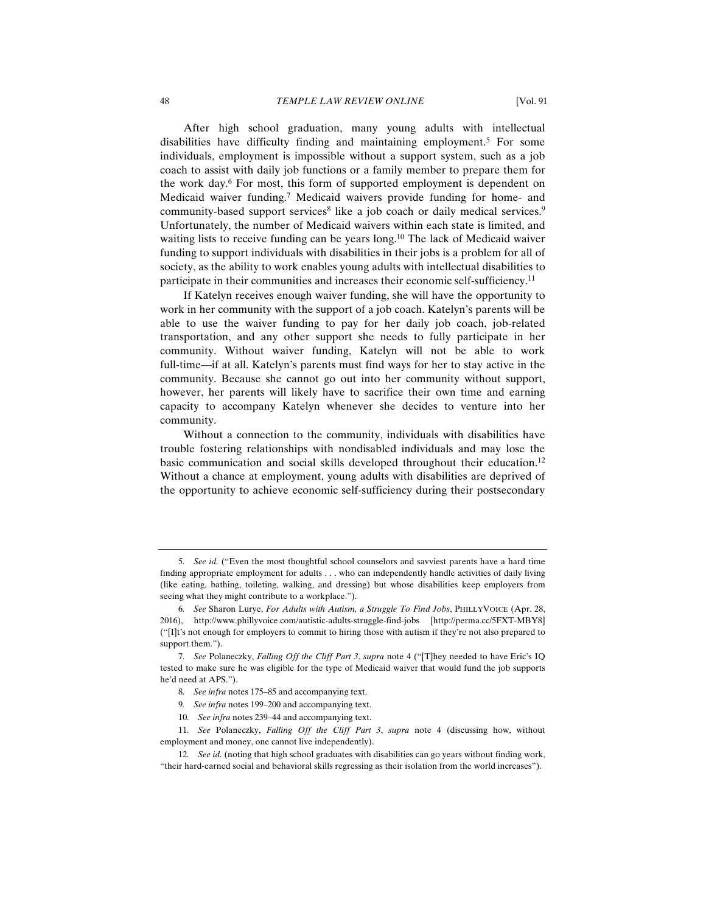After high school graduation, many young adults with intellectual disabilities have difficulty finding and maintaining employment.[5] For some individuals, employment is impossible without a support system, such as a job coach to assist with daily job functions or a family member to prepare them for the work day.[6] For most, this form of supported employment is dependent on Medicaid waiver funding.[7] Medicaid waivers provide funding for home- and community-based support services[8] like a job coach or daily medical services.[9] Unfortunately, the number of Medicaid waivers within each state is limited, and waiting lists to receive funding can be years long.[10] The lack of Medicaid waiver funding to support individuals with disabilities in their jobs is a problem for all of society, as the ability to work enables young adults with intellectual disabilities to participate in their communities and increases their economic self-sufficiency.[11]

If Katelyn receives enough waiver funding, she will have the opportunity to work in her community with the support of a job coach. Katelyn's parents will be able to use the waiver funding to pay for her daily job coach, job-related transportation, and any other support she needs to fully participate in her community. Without waiver funding, Katelyn will not be able to work full-time—if at all. Katelyn's parents must find ways for her to stay active in the community. Because she cannot go out into her community without support, however, her parents will likely have to sacrifice their own time and earning capacity to accompany Katelyn whenever she decides to venture into her community.

Without a connection to the community, individuals with disabilities have trouble fostering relationships with nondisabled individuals and may lose the basic communication and social skills developed throughout their education.[12] Without a chance at employment, young adults with disabilities are deprived of the opportunity to achieve economic self-sufficiency during their postsecondary

---

5. *See id.* ("Even the most thoughtful school counselors and savviest parents have a hard time finding appropriate employment for adults . . . who can independently handle activities of daily living (like eating, bathing, toileting, walking, and dressing) but whose disabilities keep employers from seeing what they might contribute to a workplace.").

6. *See* Sharon Lurye, *For Adults with Autism, a Struggle To Find Jobs*, PHILLYVOICE (Apr. 28, 2016), http://www.phillyvoice.com/autistic-adults-struggle-find-jobs [http://perma.cc/5FXT-MBY8] ("[I]t's not enough for employers to commit to hiring those with autism if they're not also prepared to support them.").

7. *See* Polaneczky, *Falling Off the Cliff Part 3*, *supra* note 4 ("[T]hey needed to have Eric's IQ tested to make sure he was eligible for the type of Medicaid waiver that would fund the job supports he'd need at APS.").

8. *See infra* notes 175–85 and accompanying text.

9. *See infra* notes 199–200 and accompanying text.

10. *See infra* notes 239–44 and accompanying text.

11. *See* Polaneczky, *Falling Off the Cliff Part 3*, *supra* note 4 (discussing how, without employment and money, one cannot live independently).

12. *See id.* (noting that high school graduates with disabilities can go years without finding work, "their hard-earned social and behavioral skills regressing as their isolation from the world increases").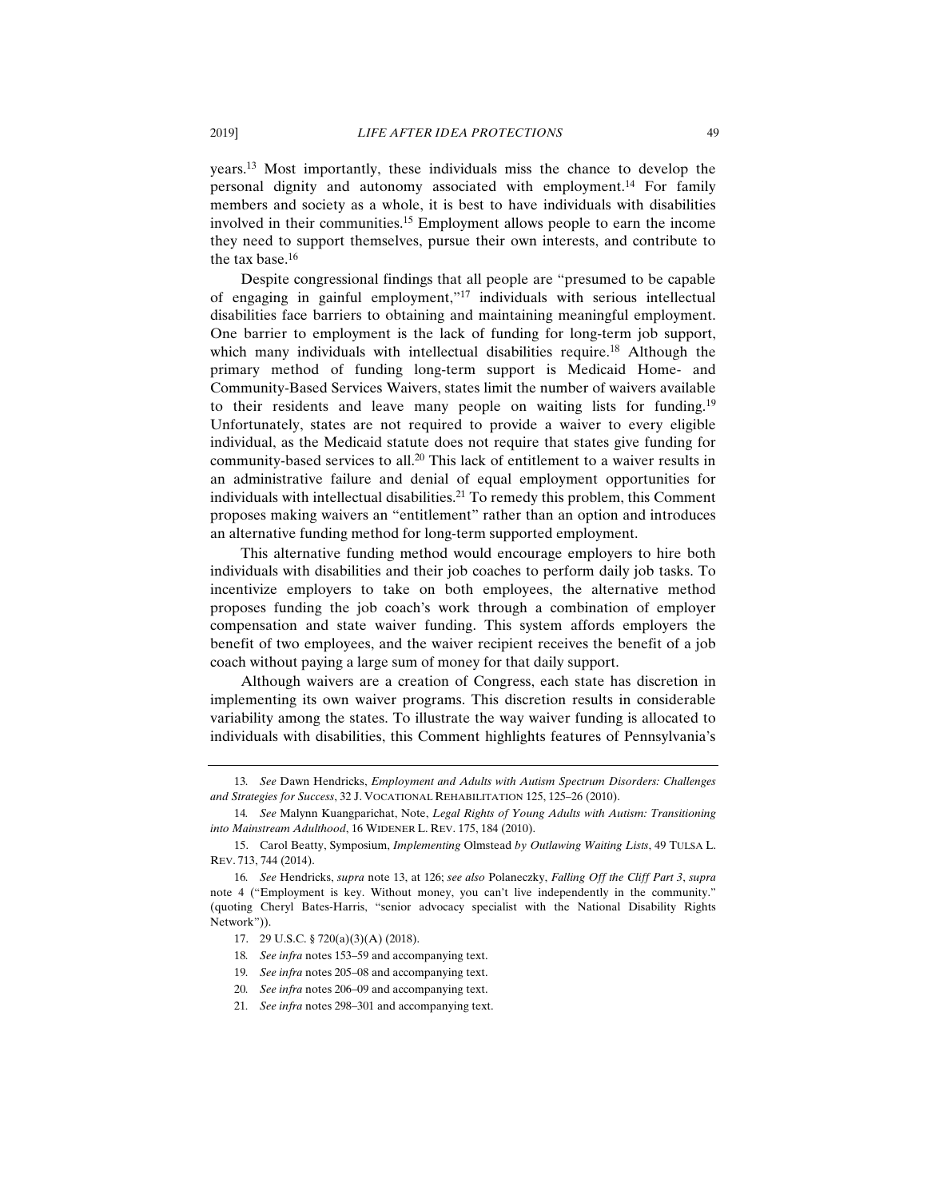years.[13] Most importantly, these individuals miss the chance to develop the personal dignity and autonomy associated with employment.[14] For family members and society as a whole, it is best to have individuals with disabilities involved in their communities.[15] Employment allows people to earn the income they need to support themselves, pursue their own interests, and contribute to the tax base.[16]

Despite congressional findings that all people are "presumed to be capable of engaging in gainful employment,"[17] individuals with serious intellectual disabilities face barriers to obtaining and maintaining meaningful employment. One barrier to employment is the lack of funding for long-term job support, which many individuals with intellectual disabilities require.[18] Although the primary method of funding long-term support is Medicaid Home- and Community-Based Services Waivers, states limit the number of waivers available to their residents and leave many people on waiting lists for funding.[19] Unfortunately, states are not required to provide a waiver to every eligible individual, as the Medicaid statute does not require that states give funding for community-based services to all.[20] This lack of entitlement to a waiver results in an administrative failure and denial of equal employment opportunities for individuals with intellectual disabilities.[21] To remedy this problem, this Comment proposes making waivers an "entitlement" rather than an option and introduces an alternative funding method for long-term supported employment.

This alternative funding method would encourage employers to hire both individuals with disabilities and their job coaches to perform daily job tasks. To incentivize employers to take on both employees, the alternative method proposes funding the job coach's work through a combination of employer compensation and state waiver funding. This system affords employers the benefit of two employees, and the waiver recipient receives the benefit of a job coach without paying a large sum of money for that daily support.

Although waivers are a creation of Congress, each state has discretion in implementing its own waiver programs. This discretion results in considerable variability among the states. To illustrate the way waiver funding is allocated to individuals with disabilities, this Comment highlights features of Pennsylvania's

---

13. *See* Dawn Hendricks, *Employment and Adults with Autism Spectrum Disorders: Challenges and Strategies for Success*, 32 J. VOCATIONAL REHABILITATION 125, 125–26 (2010).

14. *See* Malynn Kuangparichat, Note, *Legal Rights of Young Adults with Autism: Transitioning into Mainstream Adulthood*, 16 WIDENER L. REV. 175, 184 (2010).

15. Carol Beatty, Symposium, *Implementing* Olmstead *by Outlawing Waiting Lists*, 49 TULSA L. REV. 713, 744 (2014).

16. *See* Hendricks, *supra* note 13, at 126; *see also* Polaneczky, *Falling Off the Cliff Part 3*, *supra* note 4 ("Employment is key. Without money, you can't live independently in the community." (quoting Cheryl Bates-Harris, "senior advocacy specialist with the National Disability Rights Network")).

17. 29 U.S.C. § 720(a)(3)(A) (2018).

18. *See infra* notes 153–59 and accompanying text.

19. *See infra* notes 205–08 and accompanying text.

20. *See infra* notes 206–09 and accompanying text.

21. *See infra* notes 298–301 and accompanying text.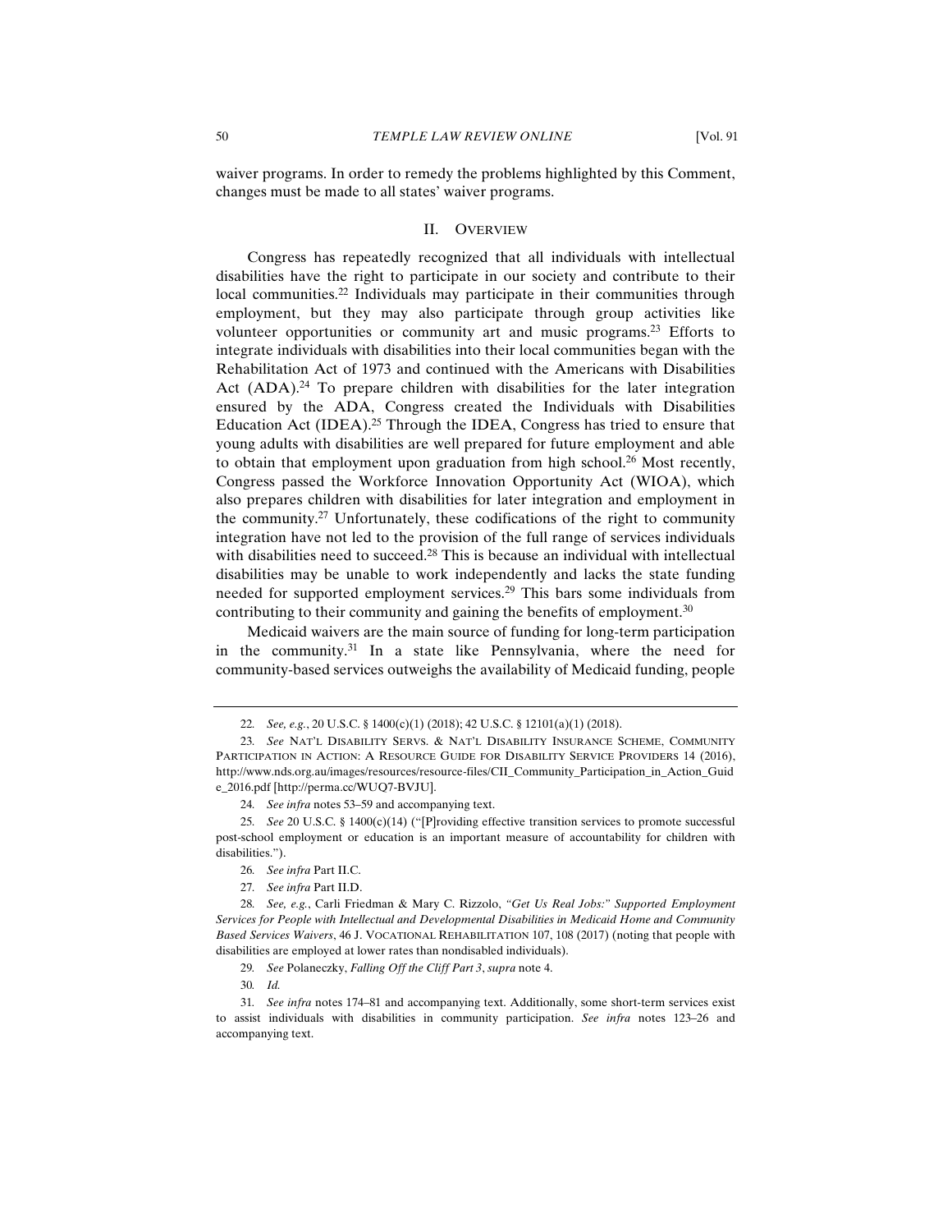waiver programs. In order to remedy the problems highlighted by this Comment, changes must be made to all states' waiver programs.

## II. OVERVIEW

Congress has repeatedly recognized that all individuals with intellectual disabilities have the right to participate in our society and contribute to their local communities.[22] Individuals may participate in their communities through employment, but they may also participate through group activities like volunteer opportunities or community art and music programs.[23] Efforts to integrate individuals with disabilities into their local communities began with the Rehabilitation Act of 1973 and continued with the Americans with Disabilities Act (ADA).[24] To prepare children with disabilities for the later integration ensured by the ADA, Congress created the Individuals with Disabilities Education Act (IDEA).[25] Through the IDEA, Congress has tried to ensure that young adults with disabilities are well prepared for future employment and able to obtain that employment upon graduation from high school.[26] Most recently, Congress passed the Workforce Innovation Opportunity Act (WIOA), which also prepares children with disabilities for later integration and employment in the community.[27] Unfortunately, these codifications of the right to community integration have not led to the provision of the full range of services individuals with disabilities need to succeed.[28] This is because an individual with intellectual disabilities may be unable to work independently and lacks the state funding needed for supported employment services.[29] This bars some individuals from contributing to their community and gaining the benefits of employment.[30]

Medicaid waivers are the main source of funding for long-term participation in the community.[31] In a state like Pennsylvania, where the need for community-based services outweighs the availability of Medicaid funding, people

---

22. *See, e.g.*, 20 U.S.C. § 1400(c)(1) (2018); 42 U.S.C. § 12101(a)(1) (2018).

23. *See* NAT'L DISABILITY SERVS. & NAT'L DISABILITY INSURANCE SCHEME, COMMUNITY PARTICIPATION IN ACTION: A RESOURCE GUIDE FOR DISABILITY SERVICE PROVIDERS 14 (2016), http://www.nds.org.au/images/resources/resource-files/CII_Community_Participation_in_Action_Guide_2016.pdf [http://perma.cc/WUQ7-BVJU].

24. *See infra* notes 53–59 and accompanying text.

25. *See* 20 U.S.C. § 1400(c)(14) ("[P]roviding effective transition services to promote successful post-school employment or education is an important measure of accountability for children with disabilities.").

26. *See infra* Part II.C.

27. *See infra* Part II.D.

28. *See, e.g.*, Carli Friedman & Mary C. Rizzolo, *"Get Us Real Jobs:" Supported Employment Services for People with Intellectual and Developmental Disabilities in Medicaid Home and Community Based Services Waivers*, 46 J. VOCATIONAL REHABILITATION 107, 108 (2017) (noting that people with disabilities are employed at lower rates than nondisabled individuals).

29. *See* Polaneczky, *Falling Off the Cliff Part 3*, *supra* note 4.

30. *Id.*

31. *See infra* notes 174–81 and accompanying text. Additionally, some short-term services exist to assist individuals with disabilities in community participation. *See infra* notes 123–26 and accompanying text.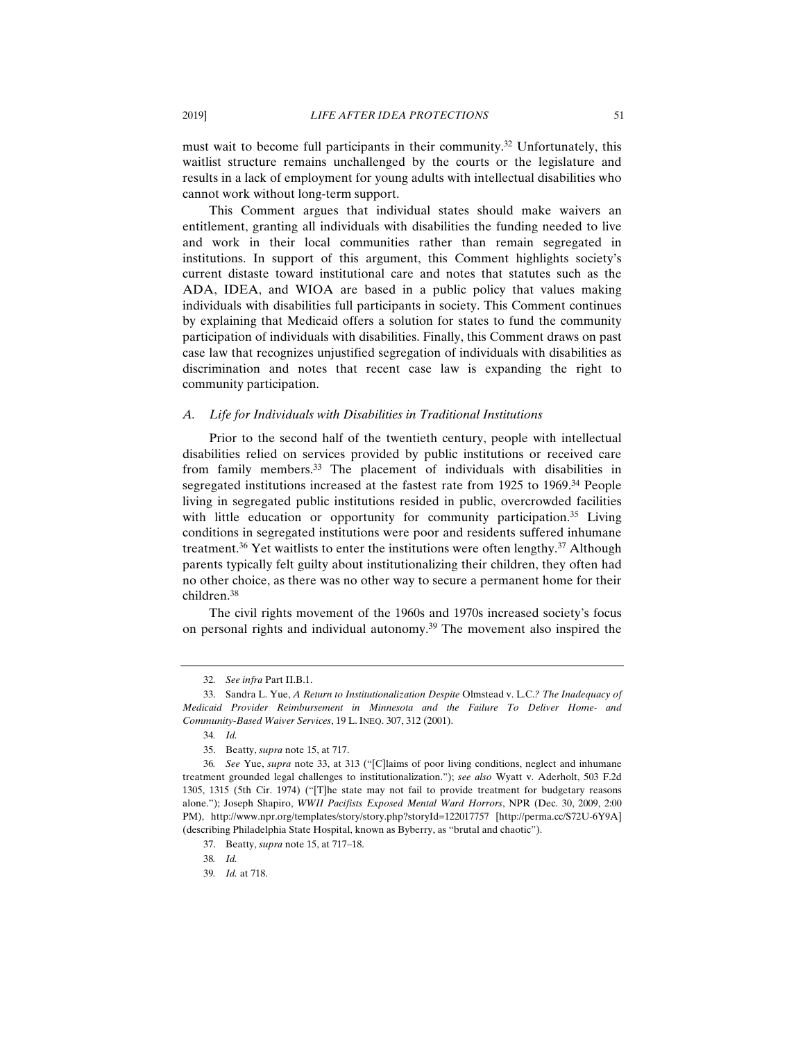must wait to become full participants in their community.[32] Unfortunately, this waitlist structure remains unchallenged by the courts or the legislature and results in a lack of employment for young adults with intellectual disabilities who cannot work without long-term support.

This Comment argues that individual states should make waivers an entitlement, granting all individuals with disabilities the funding needed to live and work in their local communities rather than remain segregated in institutions. In support of this argument, this Comment highlights society's current distaste toward institutional care and notes that statutes such as the ADA, IDEA, and WIOA are based in a public policy that values making individuals with disabilities full participants in society. This Comment continues by explaining that Medicaid offers a solution for states to fund the community participation of individuals with disabilities. Finally, this Comment draws on past case law that recognizes unjustified segregation of individuals with disabilities as discrimination and notes that recent case law is expanding the right to community participation.

### *A. Life for Individuals with Disabilities in Traditional Institutions*

Prior to the second half of the twentieth century, people with intellectual disabilities relied on services provided by public institutions or received care from family members.[33] The placement of individuals with disabilities in segregated institutions increased at the fastest rate from 1925 to 1969.[34] People living in segregated public institutions resided in public, overcrowded facilities with little education or opportunity for community participation.[35] Living conditions in segregated institutions were poor and residents suffered inhumane treatment.[36] Yet waitlists to enter the institutions were often lengthy.[37] Although parents typically felt guilty about institutionalizing their children, they often had no other choice, as there was no other way to secure a permanent home for their children.[38]

The civil rights movement of the 1960s and 1970s increased society's focus on personal rights and individual autonomy.[39] The movement also inspired the

---

32. *See infra* Part II.B.1.

33. Sandra L. Yue, *A Return to Institutionalization Despite* Olmstead v. L.C.*? The Inadequacy of Medicaid Provider Reimbursement in Minnesota and the Failure To Deliver Home- and Community-Based Waiver Services*, 19 L. INEQ. 307, 312 (2001).

34. *Id.*

35. Beatty, *supra* note 15, at 717.

36. *See* Yue, *supra* note 33, at 313 ("[C]laims of poor living conditions, neglect and inhumane treatment grounded legal challenges to institutionalization."); *see also* Wyatt v. Aderholt, 503 F.2d 1305, 1315 (5th Cir. 1974) ("[T]he state may not fail to provide treatment for budgetary reasons alone."); Joseph Shapiro, *WWII Pacifists Exposed Mental Ward Horrors*, NPR (Dec. 30, 2009, 2:00 PM), http://www.npr.org/templates/story/story.php?storyId=122017757 [http://perma.cc/S72U-6Y9A] (describing Philadelphia State Hospital, known as Byberry, as "brutal and chaotic").

37. Beatty, *supra* note 15, at 717–18.

38. *Id.*

39. *Id.* at 718.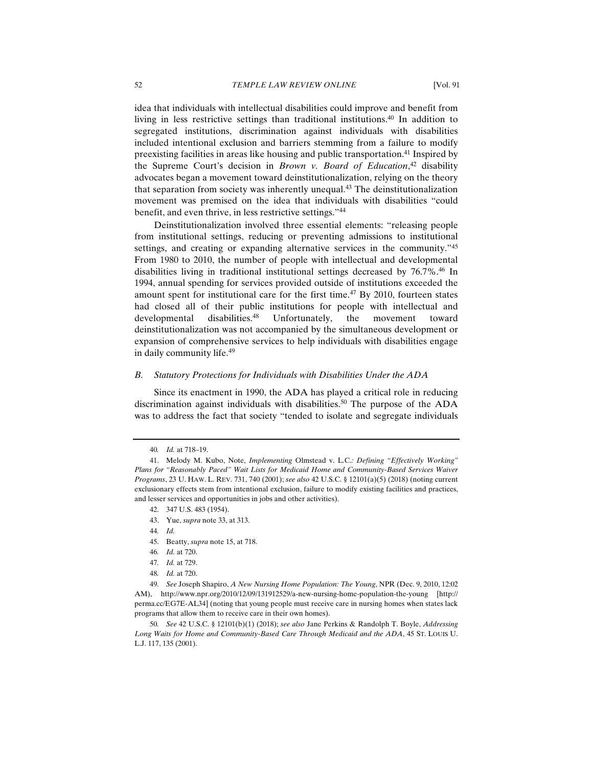idea that individuals with intellectual disabilities could improve and benefit from living in less restrictive settings than traditional institutions.[40] In addition to segregated institutions, discrimination against individuals with disabilities included intentional exclusion and barriers stemming from a failure to modify preexisting facilities in areas like housing and public transportation.[41] Inspired by the Supreme Court's decision in *Brown v. Board of Education*,[42] disability advocates began a movement toward deinstitutionalization, relying on the theory that separation from society was inherently unequal.[43] The deinstitutionalization movement was premised on the idea that individuals with disabilities "could benefit, and even thrive, in less restrictive settings."[44]

Deinstitutionalization involved three essential elements: "releasing people from institutional settings, reducing or preventing admissions to institutional settings, and creating or expanding alternative services in the community."[45] From 1980 to 2010, the number of people with intellectual and developmental disabilities living in traditional institutional settings decreased by 76.7%.[46] In 1994, annual spending for services provided outside of institutions exceeded the amount spent for institutional care for the first time.[47] By 2010, fourteen states had closed all of their public institutions for people with intellectual and developmental disabilities.[48] Unfortunately, the movement toward deinstitutionalization was not accompanied by the simultaneous development or expansion of comprehensive services to help individuals with disabilities engage in daily community life.[49]

### *B. Statutory Protections for Individuals with Disabilities Under the ADA*

Since its enactment in 1990, the ADA has played a critical role in reducing discrimination against individuals with disabilities.[50] The purpose of the ADA was to address the fact that society "tended to isolate and segregate individuals

---

40. *Id.* at 718–19.

41. Melody M. Kubo, Note, *Implementing* Olmstead v. L.C.*: Defining "Effectively Working" Plans for "Reasonably Paced" Wait Lists for Medicaid Home and Community-Based Services Waiver Programs*, 23 U. HAW. L. REV. 731, 740 (2001); *see also* 42 U.S.C. § 12101(a)(5) (2018) (noting current exclusionary effects stem from intentional exclusion, failure to modify existing facilities and practices, and lesser services and opportunities in jobs and other activities).

42. 347 U.S. 483 (1954).

43. Yue, *supra* note 33, at 313.

44. *Id.*

45. Beatty, *supra* note 15, at 718.

46. *Id.* at 720.

47. *Id.* at 729.

48. *Id.* at 720.

49. *See* Joseph Shapiro, *A New Nursing Home Population: The Young*, NPR (Dec. 9, 2010, 12:02 AM), http://www.npr.org/2010/12/09/131912529/a-new-nursing-home-population-the-young [http://perma.cc/EG7E-AL34] (noting that young people must receive care in nursing homes when states lack programs that allow them to receive care in their own homes).

50. *See* 42 U.S.C. § 12101(b)(1) (2018); *see also* Jane Perkins & Randolph T. Boyle, *Addressing Long Waits for Home and Community-Based Care Through Medicaid and the ADA*, 45 ST. LOUIS U. L.J. 117, 135 (2001).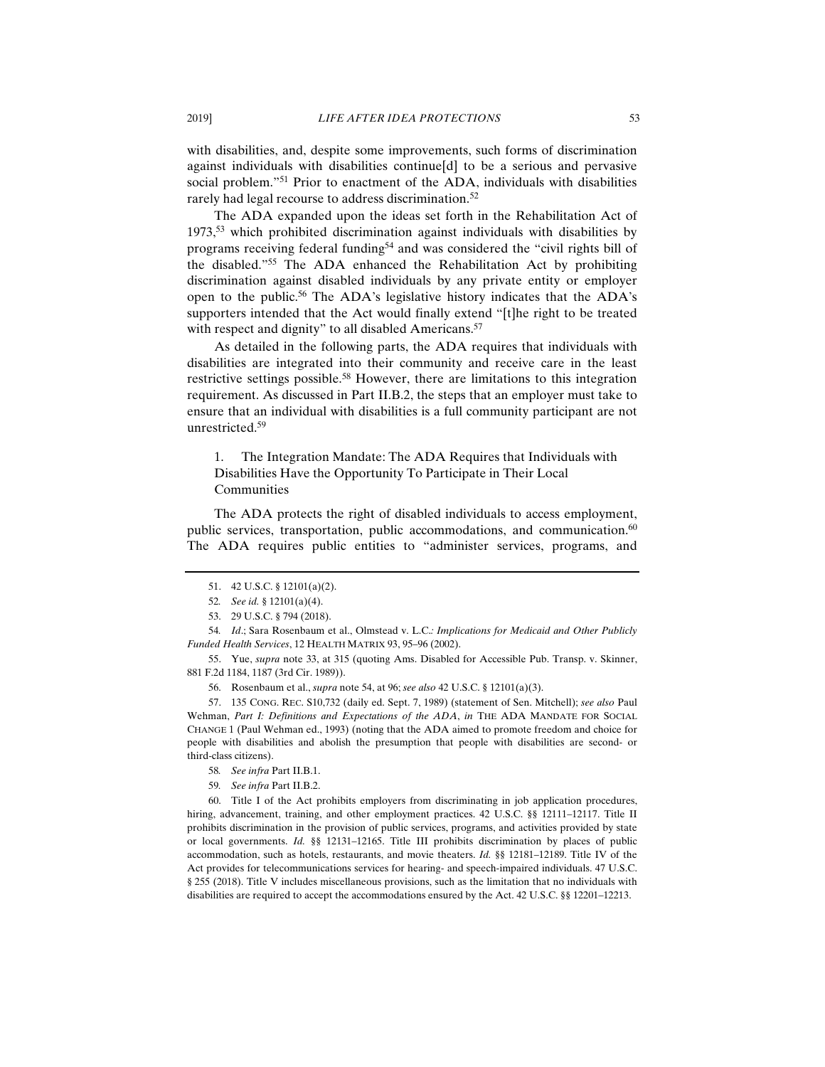with disabilities, and, despite some improvements, such forms of discrimination against individuals with disabilities continue[d] to be a serious and pervasive social problem."[51] Prior to enactment of the ADA, individuals with disabilities rarely had legal recourse to address discrimination.[52]

The ADA expanded upon the ideas set forth in the Rehabilitation Act of 1973,[53] which prohibited discrimination against individuals with disabilities by programs receiving federal funding[54] and was considered the "civil rights bill of the disabled."[55] The ADA enhanced the Rehabilitation Act by prohibiting discrimination against disabled individuals by any private entity or employer open to the public.[56] The ADA's legislative history indicates that the ADA's supporters intended that the Act would finally extend "[t]he right to be treated with respect and dignity" to all disabled Americans.[57]

As detailed in the following parts, the ADA requires that individuals with disabilities are integrated into their community and receive care in the least restrictive settings possible.[58] However, there are limitations to this integration requirement. As discussed in Part II.B.2, the steps that an employer must take to ensure that an individual with disabilities is a full community participant are not unrestricted.[59]

### 1. The Integration Mandate: The ADA Requires that Individuals with Disabilities Have the Opportunity To Participate in Their Local Communities

The ADA protects the right of disabled individuals to access employment, public services, transportation, public accommodations, and communication.[60] The ADA requires public entities to "administer services, programs, and

---

51. 42 U.S.C. § 12101(a)(2).

52. *See id.* § 12101(a)(4).

53. 29 U.S.C. § 794 (2018).

54. *Id.*; Sara Rosenbaum et al., Olmstead v. L.C.*: Implications for Medicaid and Other Publicly Funded Health Services*, 12 HEALTH MATRIX 93, 95–96 (2002).

55. Yue, *supra* note 33, at 315 (quoting Ams. Disabled for Accessible Pub. Transp. v. Skinner, 881 F.2d 1184, 1187 (3rd Cir. 1989)).

56. Rosenbaum et al., *supra* note 54, at 96; *see also* 42 U.S.C. § 12101(a)(3).

57. 135 CONG. REC. S10,732 (daily ed. Sept. 7, 1989) (statement of Sen. Mitchell); *see also* Paul Wehman, *Part I: Definitions and Expectations of the ADA*, *in* THE ADA MANDATE FOR SOCIAL CHANGE 1 (Paul Wehman ed., 1993) (noting that the ADA aimed to promote freedom and choice for people with disabilities and abolish the presumption that people with disabilities are second- or third-class citizens).

58. *See infra* Part II.B.1.

59. *See infra* Part II.B.2.

60. Title I of the Act prohibits employers from discriminating in job application procedures, hiring, advancement, training, and other employment practices. 42 U.S.C. §§ 12111–12117. Title II prohibits discrimination in the provision of public services, programs, and activities provided by state or local governments. *Id.* §§ 12131–12165. Title III prohibits discrimination by places of public accommodation, such as hotels, restaurants, and movie theaters. *Id.* §§ 12181–12189. Title IV of the Act provides for telecommunications services for hearing- and speech-impaired individuals. 47 U.S.C. § 255 (2018). Title V includes miscellaneous provisions, such as the limitation that no individuals with disabilities are required to accept the accommodations ensured by the Act. 42 U.S.C. §§ 12201–12213.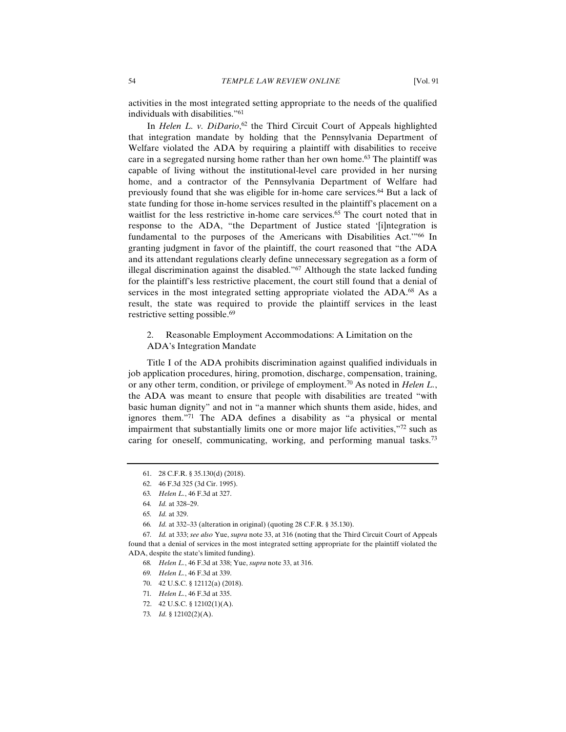activities in the most integrated setting appropriate to the needs of the qualified individuals with disabilities."[61]

In *Helen L. v. DiDario*,[62] the Third Circuit Court of Appeals highlighted that integration mandate by holding that the Pennsylvania Department of Welfare violated the ADA by requiring a plaintiff with disabilities to receive care in a segregated nursing home rather than her own home.[63] The plaintiff was capable of living without the institutional-level care provided in her nursing home, and a contractor of the Pennsylvania Department of Welfare had previously found that she was eligible for in-home care services.[64] But a lack of state funding for those in-home services resulted in the plaintiff's placement on a waitlist for the less restrictive in-home care services.[65] The court noted that in response to the ADA, "the Department of Justice stated '[i]ntegration is fundamental to the purposes of the Americans with Disabilities Act.'"[66] In granting judgment in favor of the plaintiff, the court reasoned that "the ADA and its attendant regulations clearly define unnecessary segregation as a form of illegal discrimination against the disabled."[67] Although the state lacked funding for the plaintiff's less restrictive placement, the court still found that a denial of services in the most integrated setting appropriate violated the ADA.[68] As a result, the state was required to provide the plaintiff services in the least restrictive setting possible.[69]

### 2. Reasonable Employment Accommodations: A Limitation on the ADA's Integration Mandate

Title I of the ADA prohibits discrimination against qualified individuals in job application procedures, hiring, promotion, discharge, compensation, training, or any other term, condition, or privilege of employment.[70] As noted in *Helen L.*, the ADA was meant to ensure that people with disabilities are treated "with basic human dignity" and not in "a manner which shunts them aside, hides, and ignores them."[71] The ADA defines a disability as "a physical or mental impairment that substantially limits one or more major life activities,"[72] such as caring for oneself, communicating, working, and performing manual tasks.[73]

---

61. 28 C.F.R. § 35.130(d) (2018).

62. 46 F.3d 325 (3d Cir. 1995).

63. *Helen L.*, 46 F.3d at 327.

64. *Id.* at 328–29.

65. *Id.* at 329.

66. *Id.* at 332–33 (alteration in original) (quoting 28 C.F.R. § 35.130).

67. *Id.* at 333; *see also* Yue, *supra* note 33, at 316 (noting that the Third Circuit Court of Appeals found that a denial of services in the most integrated setting appropriate for the plaintiff violated the ADA, despite the state's limited funding).

68. *Helen L.*, 46 F.3d at 338; Yue, *supra* note 33, at 316.

69. *Helen L.*, 46 F.3d at 339.

70. 42 U.S.C. § 12112(a) (2018).

71. *Helen L.*, 46 F.3d at 335.

72. 42 U.S.C. § 12102(1)(A).

73. *Id.* § 12102(2)(A).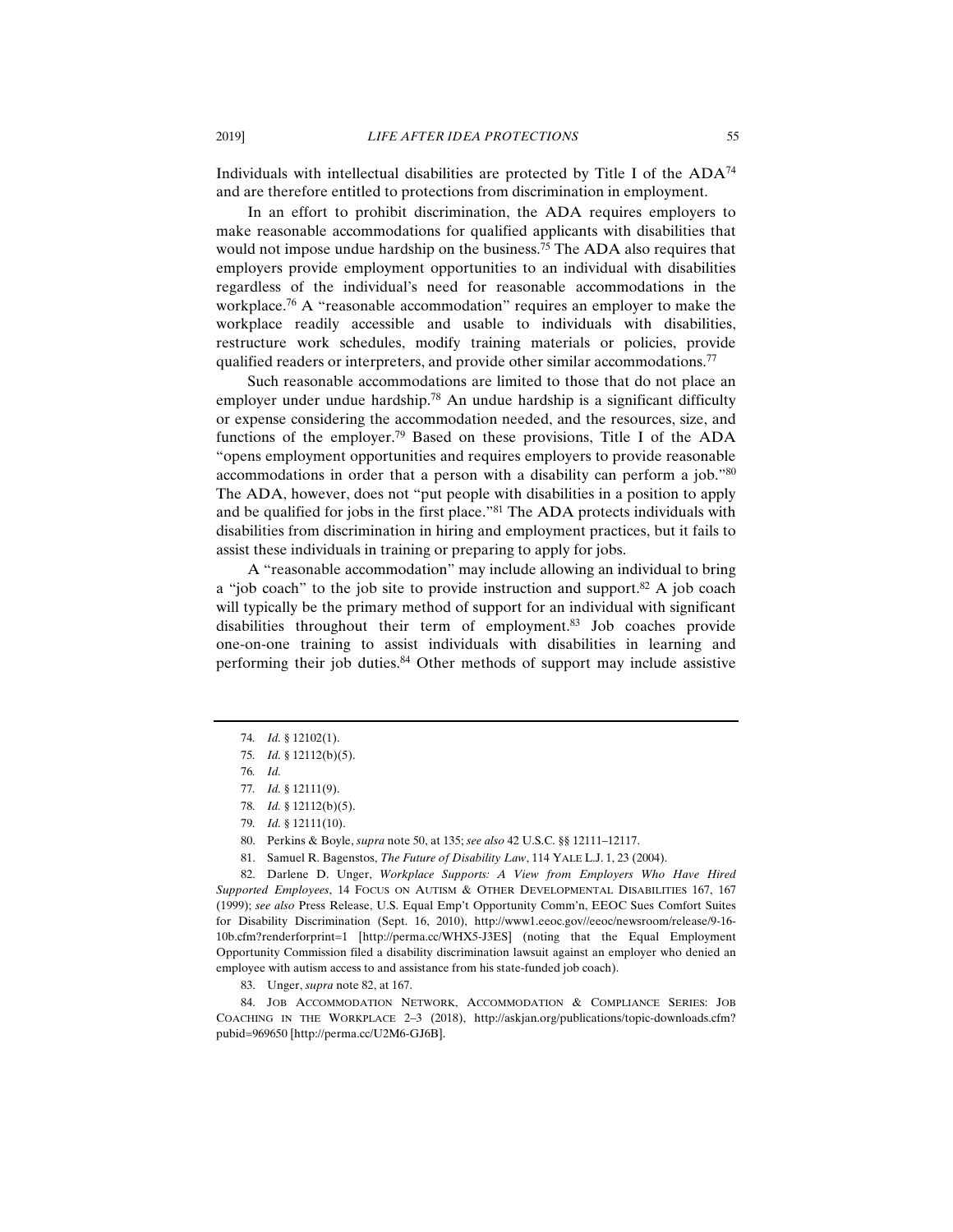Individuals with intellectual disabilities are protected by Title I of the ADA[74] and are therefore entitled to protections from discrimination in employment.

In an effort to prohibit discrimination, the ADA requires employers to make reasonable accommodations for qualified applicants with disabilities that would not impose undue hardship on the business.[75] The ADA also requires that employers provide employment opportunities to an individual with disabilities regardless of the individual's need for reasonable accommodations in the workplace.[76] A "reasonable accommodation" requires an employer to make the workplace readily accessible and usable to individuals with disabilities, restructure work schedules, modify training materials or policies, provide qualified readers or interpreters, and provide other similar accommodations.[77]

Such reasonable accommodations are limited to those that do not place an employer under undue hardship.[78] An undue hardship is a significant difficulty or expense considering the accommodation needed, and the resources, size, and functions of the employer.[79] Based on these provisions, Title I of the ADA "opens employment opportunities and requires employers to provide reasonable accommodations in order that a person with a disability can perform a job."[80] The ADA, however, does not "put people with disabilities in a position to apply and be qualified for jobs in the first place."[81] The ADA protects individuals with disabilities from discrimination in hiring and employment practices, but it fails to assist these individuals in training or preparing to apply for jobs.

A "reasonable accommodation" may include allowing an individual to bring a "job coach" to the job site to provide instruction and support.[82] A job coach will typically be the primary method of support for an individual with significant disabilities throughout their term of employment.[83] Job coaches provide one-on-one training to assist individuals with disabilities in learning and performing their job duties.[84] Other methods of support may include assistive

---

74. *Id.* § 12102(1).

75. *Id.* § 12112(b)(5).

76. *Id.*

77. *Id.* § 12111(9).

78. *Id.* § 12112(b)(5).

79. *Id.* § 12111(10).

80. Perkins & Boyle, *supra* note 50, at 135; *see also* 42 U.S.C. §§ 12111–12117.

81. Samuel R. Bagenstos, *The Future of Disability Law*, 114 YALE L.J. 1, 23 (2004).

82. Darlene D. Unger, *Workplace Supports: A View from Employers Who Have Hired Supported Employees*, 14 FOCUS ON AUTISM & OTHER DEVELOPMENTAL DISABILITIES 167, 167 (1999); *see also* Press Release, U.S. Equal Emp't Opportunity Comm'n, EEOC Sues Comfort Suites for Disability Discrimination (Sept. 16, 2010), http://www1.eeoc.gov//eeoc/newsroom/release/9-16-10b.cfm?renderforprint=1 [http://perma.cc/WHX5-J3ES] (noting that the Equal Employment Opportunity Commission filed a disability discrimination lawsuit against an employer who denied an employee with autism access to and assistance from his state-funded job coach).

83. Unger, *supra* note 82, at 167.

84. JOB ACCOMMODATION NETWORK, ACCOMMODATION & COMPLIANCE SERIES: JOB COACHING IN THE WORKPLACE 2–3 (2018), http://askjan.org/publications/topic-downloads.cfm?pubid=969650 [http://perma.cc/U2M6-GJ6B].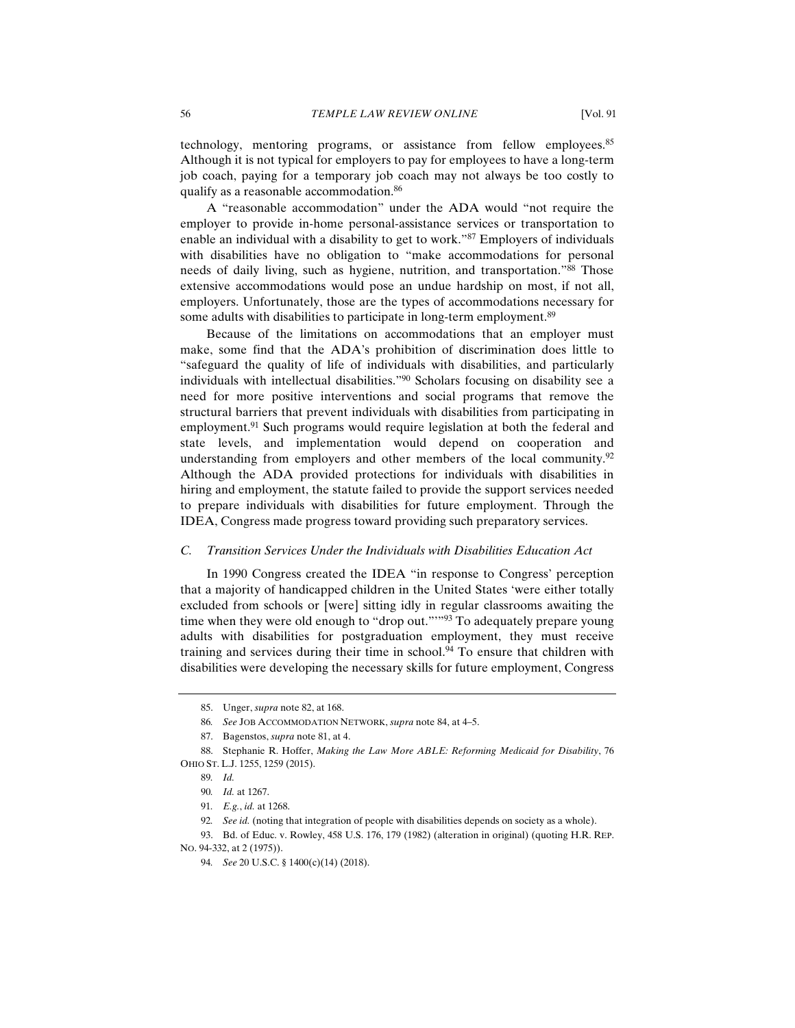technology, mentoring programs, or assistance from fellow employees.[85] Although it is not typical for employers to pay for employees to have a long-term job coach, paying for a temporary job coach may not always be too costly to qualify as a reasonable accommodation.[86]

A "reasonable accommodation" under the ADA would "not require the employer to provide in-home personal-assistance services or transportation to enable an individual with a disability to get to work."[87] Employers of individuals with disabilities have no obligation to "make accommodations for personal needs of daily living, such as hygiene, nutrition, and transportation."[88] Those extensive accommodations would pose an undue hardship on most, if not all, employers. Unfortunately, those are the types of accommodations necessary for some adults with disabilities to participate in long-term employment.[89]

Because of the limitations on accommodations that an employer must make, some find that the ADA's prohibition of discrimination does little to "safeguard the quality of life of individuals with disabilities, and particularly individuals with intellectual disabilities."[90] Scholars focusing on disability see a need for more positive interventions and social programs that remove the structural barriers that prevent individuals with disabilities from participating in employment.[91] Such programs would require legislation at both the federal and state levels, and implementation would depend on cooperation and understanding from employers and other members of the local community.[92] Although the ADA provided protections for individuals with disabilities in hiring and employment, the statute failed to provide the support services needed to prepare individuals with disabilities for future employment. Through the IDEA, Congress made progress toward providing such preparatory services.

### *C. Transition Services Under the Individuals with Disabilities Education Act*

In 1990 Congress created the IDEA "in response to Congress' perception that a majority of handicapped children in the United States 'were either totally excluded from schools or [were] sitting idly in regular classrooms awaiting the time when they were old enough to "drop out."'"[93] To adequately prepare young adults with disabilities for postgraduation employment, they must receive training and services during their time in school.[94] To ensure that children with disabilities were developing the necessary skills for future employment, Congress

---

85. Unger, *supra* note 82, at 168.

86. *See* JOB ACCOMMODATION NETWORK, *supra* note 84, at 4–5.

87. Bagenstos, *supra* note 81, at 4.

88. Stephanie R. Hoffer, *Making the Law More ABLE: Reforming Medicaid for Disability*, 76 OHIO ST. L.J. 1255, 1259 (2015).

89. *Id.*

90. *Id.* at 1267.

91. *E.g.*, *id.* at 1268.

92. *See id.* (noting that integration of people with disabilities depends on society as a whole).

93. Bd. of Educ. v. Rowley, 458 U.S. 176, 179 (1982) (alteration in original) (quoting H.R. REP. NO. 94-332, at 2 (1975)).

94. *See* 20 U.S.C. § 1400(c)(14) (2018).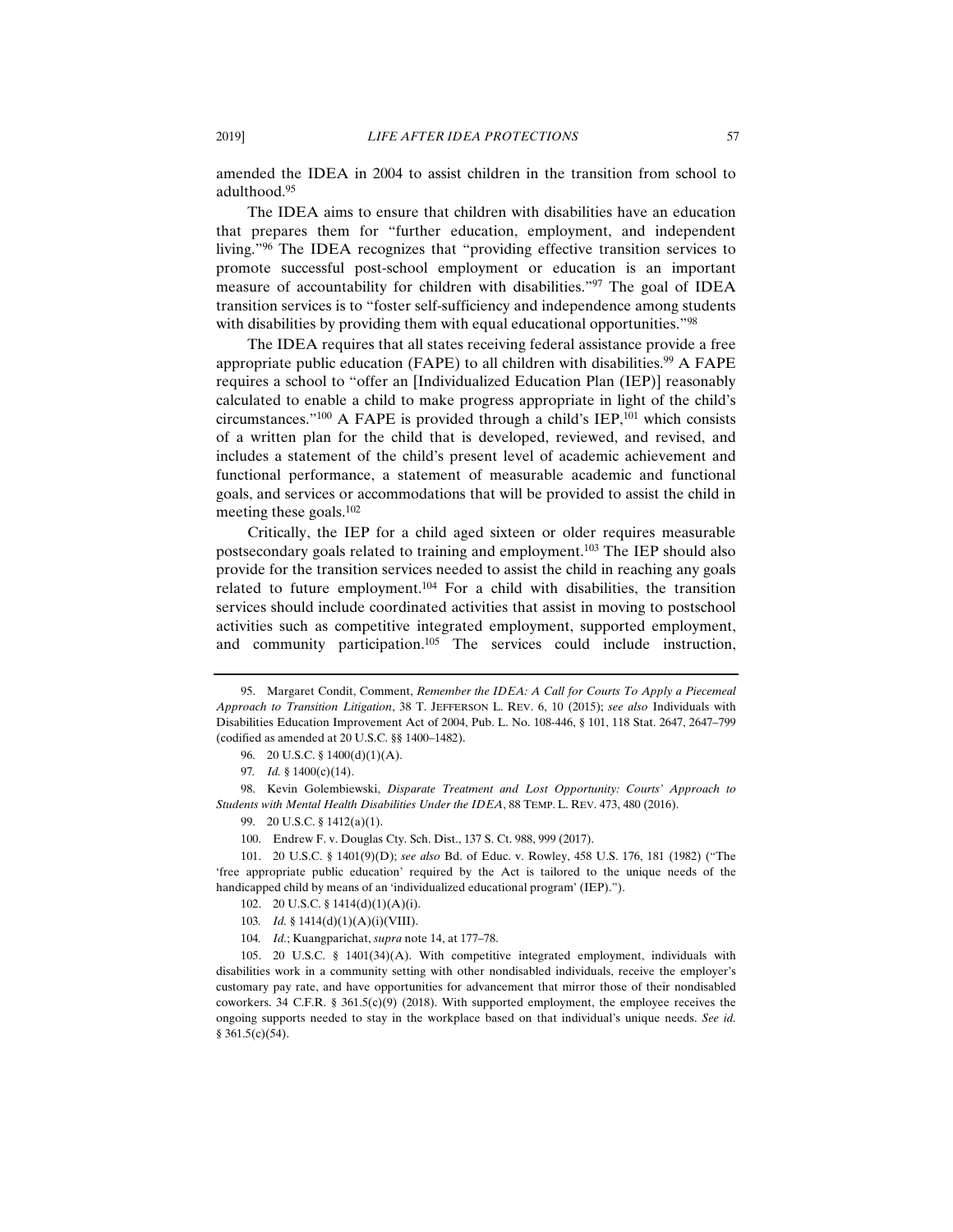amended the IDEA in 2004 to assist children in the transition from school to adulthood.[95]

The IDEA aims to ensure that children with disabilities have an education that prepares them for "further education, employment, and independent living."[96] The IDEA recognizes that "providing effective transition services to promote successful post-school employment or education is an important measure of accountability for children with disabilities."[97] The goal of IDEA transition services is to "foster self-sufficiency and independence among students with disabilities by providing them with equal educational opportunities."[98]

The IDEA requires that all states receiving federal assistance provide a free appropriate public education (FAPE) to all children with disabilities.[99] A FAPE requires a school to "offer an [Individualized Education Plan (IEP)] reasonably calculated to enable a child to make progress appropriate in light of the child's circumstances."[100] A FAPE is provided through a child's IEP,[101] which consists of a written plan for the child that is developed, reviewed, and revised, and includes a statement of the child's present level of academic achievement and functional performance, a statement of measurable academic and functional goals, and services or accommodations that will be provided to assist the child in meeting these goals.[102]

Critically, the IEP for a child aged sixteen or older requires measurable postsecondary goals related to training and employment.[103] The IEP should also provide for the transition services needed to assist the child in reaching any goals related to future employment.[104] For a child with disabilities, the transition services should include coordinated activities that assist in moving to postschool activities such as competitive integrated employment, supported employment, and community participation.[105] The services could include instruction,

---

95. Margaret Condit, Comment, *Remember the IDEA: A Call for Courts To Apply a Piecemeal Approach to Transition Litigation*, 38 T. JEFFERSON L. REV. 6, 10 (2015); *see also* Individuals with Disabilities Education Improvement Act of 2004, Pub. L. No. 108-446, § 101, 118 Stat. 2647, 2647–799 (codified as amended at 20 U.S.C. §§ 1400–1482).

96. 20 U.S.C. § 1400(d)(1)(A).

97. *Id.* § 1400(c)(14).

98. Kevin Golembiewski, *Disparate Treatment and Lost Opportunity: Courts' Approach to Students with Mental Health Disabilities Under the IDEA*, 88 TEMP. L. REV. 473, 480 (2016).

99. 20 U.S.C. § 1412(a)(1).

100. Endrew F. v. Douglas Cty. Sch. Dist., 137 S. Ct. 988, 999 (2017).

101. 20 U.S.C. § 1401(9)(D); *see also* Bd. of Educ. v. Rowley, 458 U.S. 176, 181 (1982) ("The 'free appropriate public education' required by the Act is tailored to the unique needs of the handicapped child by means of an 'individualized educational program' (IEP).").

102. 20 U.S.C. § 1414(d)(1)(A)(i).

103. *Id.* § 1414(d)(1)(A)(i)(VIII).

104. *Id.*; Kuangparichat, *supra* note 14, at 177–78.

105. 20 U.S.C. § 1401(34)(A). With competitive integrated employment, individuals with disabilities work in a community setting with other nondisabled individuals, receive the employer's customary pay rate, and have opportunities for advancement that mirror those of their nondisabled coworkers. 34 C.F.R. § 361.5(c)(9) (2018). With supported employment, the employee receives the ongoing supports needed to stay in the workplace based on that individual's unique needs. *See id.* § 361.5(c)(54).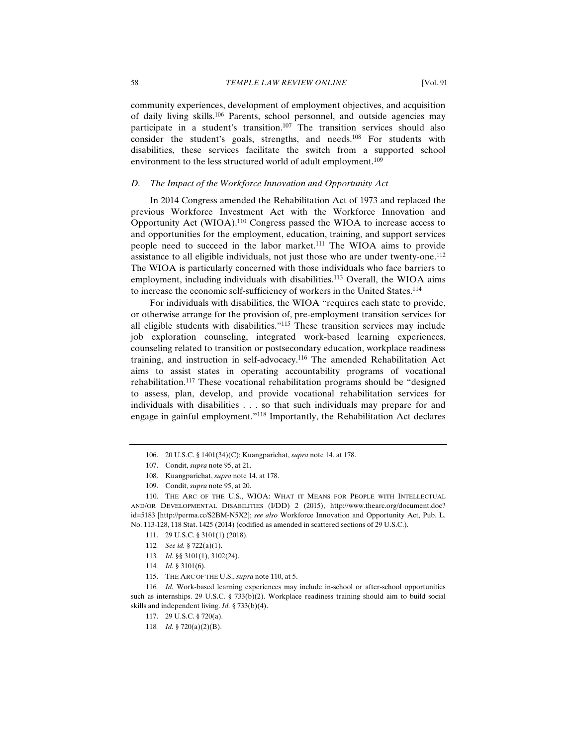community experiences, development of employment objectives, and acquisition of daily living skills.[106] Parents, school personnel, and outside agencies may participate in a student's transition.[107] The transition services should also consider the student's goals, strengths, and needs.[108] For students with disabilities, these services facilitate the switch from a supported school environment to the less structured world of adult employment.[109]

### *D. The Impact of the Workforce Innovation and Opportunity Act*

In 2014 Congress amended the Rehabilitation Act of 1973 and replaced the previous Workforce Investment Act with the Workforce Innovation and Opportunity Act (WIOA).[110] Congress passed the WIOA to increase access to and opportunities for the employment, education, training, and support services people need to succeed in the labor market.[111] The WIOA aims to provide assistance to all eligible individuals, not just those who are under twenty-one.[112] The WIOA is particularly concerned with those individuals who face barriers to employment, including individuals with disabilities.[113] Overall, the WIOA aims to increase the economic self-sufficiency of workers in the United States.[114]

For individuals with disabilities, the WIOA "requires each state to provide, or otherwise arrange for the provision of, pre-employment transition services for all eligible students with disabilities."[115] These transition services may include job exploration counseling, integrated work-based learning experiences, counseling related to transition or postsecondary education, workplace readiness training, and instruction in self-advocacy.[116] The amended Rehabilitation Act aims to assist states in operating accountability programs of vocational rehabilitation.[117] These vocational rehabilitation programs should be "designed to assess, plan, develop, and provide vocational rehabilitation services for individuals with disabilities . . . so that such individuals may prepare for and engage in gainful employment."[118] Importantly, the Rehabilitation Act declares

---

106. 20 U.S.C. § 1401(34)(C); Kuangparichat, *supra* note 14, at 178.

107. Condit, *supra* note 95, at 21.

108. Kuangparichat, *supra* note 14, at 178.

109. Condit, *supra* note 95, at 20.

110. THE ARC OF THE U.S., WIOA: WHAT IT MEANS FOR PEOPLE WITH INTELLECTUAL AND/OR DEVELOPMENTAL DISABILITIES (I/DD) 2 (2015), http://www.thearc.org/document.doc?id=5183 [http://perma.cc/S2BM-N5X2]; *see also* Workforce Innovation and Opportunity Act, Pub. L. No. 113-128, 118 Stat. 1425 (2014) (codified as amended in scattered sections of 29 U.S.C.).

111. 29 U.S.C. § 3101(1) (2018).

112. *See id.* § 722(a)(1).

113. *Id.* §§ 3101(1), 3102(24).

114. *Id.* § 3101(6).

115. THE ARC OF THE U.S., *supra* note 110, at 5.

116. *Id.* Work-based learning experiences may include in-school or after-school opportunities such as internships. 29 U.S.C. § 733(b)(2). Workplace readiness training should aim to build social skills and independent living. *Id.* § 733(b)(4).

117. 29 U.S.C. § 720(a).

118. *Id.* § 720(a)(2)(B).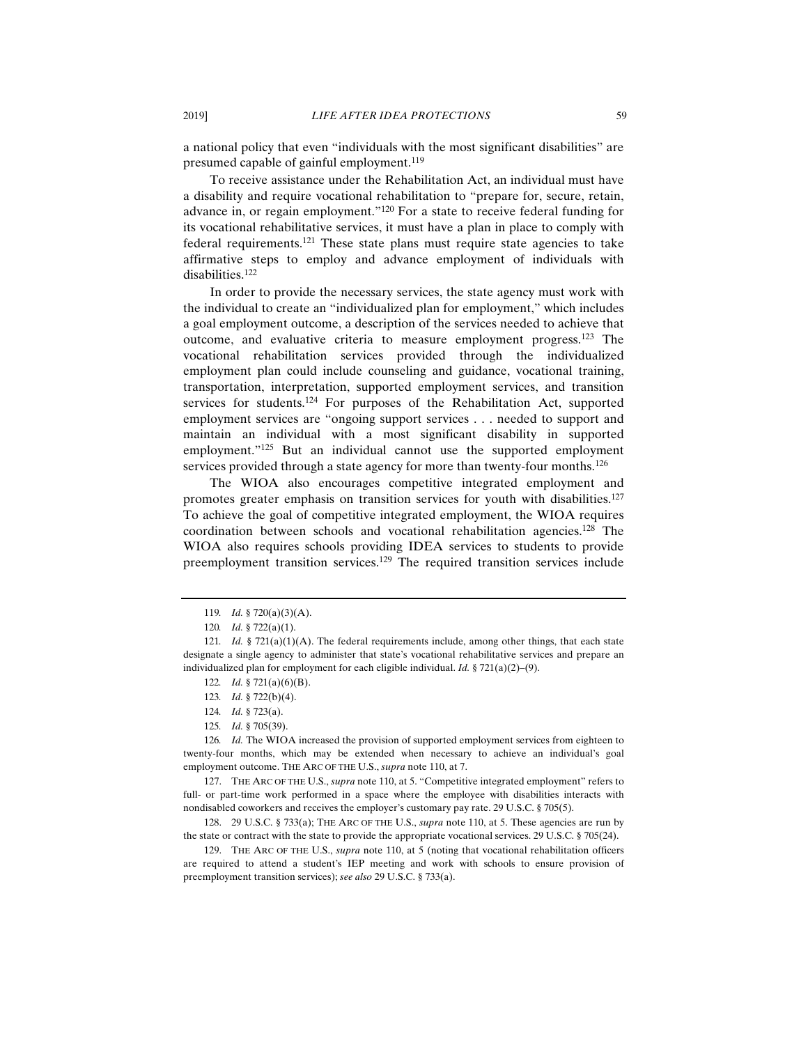a national policy that even "individuals with the most significant disabilities" are presumed capable of gainful employment.[119]

To receive assistance under the Rehabilitation Act, an individual must have a disability and require vocational rehabilitation to "prepare for, secure, retain, advance in, or regain employment."[120] For a state to receive federal funding for its vocational rehabilitative services, it must have a plan in place to comply with federal requirements.[121] These state plans must require state agencies to take affirmative steps to employ and advance employment of individuals with disabilities.[122]

In order to provide the necessary services, the state agency must work with the individual to create an "individualized plan for employment," which includes a goal employment outcome, a description of the services needed to achieve that outcome, and evaluative criteria to measure employment progress.[123] The vocational rehabilitation services provided through the individualized employment plan could include counseling and guidance, vocational training, transportation, interpretation, supported employment services, and transition services for students.[124] For purposes of the Rehabilitation Act, supported employment services are "ongoing support services . . . needed to support and maintain an individual with a most significant disability in supported employment."[125] But an individual cannot use the supported employment services provided through a state agency for more than twenty-four months.[126]

The WIOA also encourages competitive integrated employment and promotes greater emphasis on transition services for youth with disabilities.[127] To achieve the goal of competitive integrated employment, the WIOA requires coordination between schools and vocational rehabilitation agencies.[128] The WIOA also requires schools providing IDEA services to students to provide preemployment transition services.[129] The required transition services include

---

119. *Id.* § 720(a)(3)(A).

120. *Id.* § 722(a)(1).

121. *Id.* § 721(a)(1)(A). The federal requirements include, among other things, that each state designate a single agency to administer that state's vocational rehabilitative services and prepare an individualized plan for employment for each eligible individual. *Id.* § 721(a)(2)–(9).

122. *Id.* § 721(a)(6)(B).

123. *Id.* § 722(b)(4).

124. *Id.* § 723(a).

125. *Id.* § 705(39).

126. *Id.* The WIOA increased the provision of supported employment services from eighteen to twenty-four months, which may be extended when necessary to achieve an individual's goal employment outcome. THE ARC OF THE U.S., *supra* note 110, at 7.

127. THE ARC OF THE U.S., *supra* note 110, at 5. "Competitive integrated employment" refers to full- or part-time work performed in a space where the employee with disabilities interacts with nondisabled coworkers and receives the employer's customary pay rate. 29 U.S.C. § 705(5).

128. 29 U.S.C. § 733(a); THE ARC OF THE U.S., *supra* note 110, at 5. These agencies are run by the state or contract with the state to provide the appropriate vocational services. 29 U.S.C. § 705(24).

129. THE ARC OF THE U.S., *supra* note 110, at 5 (noting that vocational rehabilitation officers are required to attend a student's IEP meeting and work with schools to ensure provision of preemployment transition services); *see also* 29 U.S.C. § 733(a).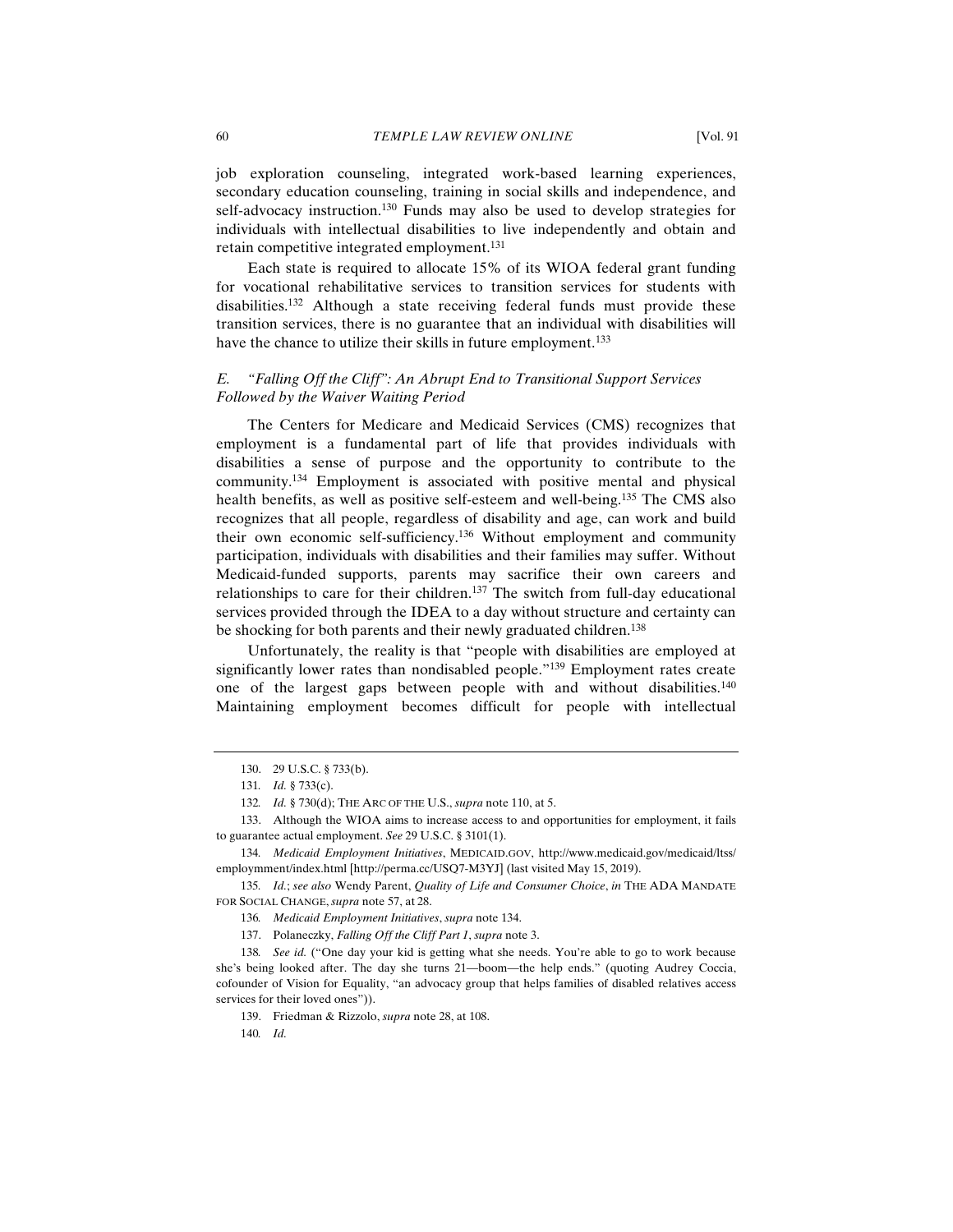job exploration counseling, integrated work-based learning experiences, secondary education counseling, training in social skills and independence, and self-advocacy instruction.[130] Funds may also be used to develop strategies for individuals with intellectual disabilities to live independently and obtain and retain competitive integrated employment.[131]

Each state is required to allocate 15% of its WIOA federal grant funding for vocational rehabilitative services to transition services for students with disabilities.[132] Although a state receiving federal funds must provide these transition services, there is no guarantee that an individual with disabilities will have the chance to utilize their skills in future employment.[133]

### *E. "Falling Off the Cliff": An Abrupt End to Transitional Support Services Followed by the Waiver Waiting Period*

The Centers for Medicare and Medicaid Services (CMS) recognizes that employment is a fundamental part of life that provides individuals with disabilities a sense of purpose and the opportunity to contribute to the community.[134] Employment is associated with positive mental and physical health benefits, as well as positive self-esteem and well-being.[135] The CMS also recognizes that all people, regardless of disability and age, can work and build their own economic self-sufficiency.[136] Without employment and community participation, individuals with disabilities and their families may suffer. Without Medicaid-funded supports, parents may sacrifice their own careers and relationships to care for their children.[137] The switch from full-day educational services provided through the IDEA to a day without structure and certainty can be shocking for both parents and their newly graduated children.[138]

Unfortunately, the reality is that "people with disabilities are employed at significantly lower rates than nondisabled people."[139] Employment rates create one of the largest gaps between people with and without disabilities.[140] Maintaining employment becomes difficult for people with intellectual

---

130. 29 U.S.C. § 733(b).

131. *Id.* § 733(c).

132. *Id.* § 730(d); THE ARC OF THE U.S., *supra* note 110, at 5.

133. Although the WIOA aims to increase access to and opportunities for employment, it fails to guarantee actual employment. *See* 29 U.S.C. § 3101(1).

134. *Medicaid Employment Initiatives*, MEDICAID.GOV, http://www.medicaid.gov/medicaid/ltss/employmment/index.html [http://perma.cc/USQ7-M3YJ] (last visited May 15, 2019).

135. *Id.*; *see also* Wendy Parent, *Quality of Life and Consumer Choice*, *in* THE ADA MANDATE FOR SOCIAL CHANGE, *supra* note 57, at 28.

136. *Medicaid Employment Initiatives*, *supra* note 134.

137. Polaneczky, *Falling Off the Cliff Part 1*, *supra* note 3.

138. *See id.* ("One day your kid is getting what she needs. You're able to go to work because she's being looked after. The day she turns 21—boom—the help ends." (quoting Audrey Coccia, cofounder of Vision for Equality, "an advocacy group that helps families of disabled relatives access services for their loved ones")).

139. Friedman & Rizzolo, *supra* note 28, at 108.

140. *Id.*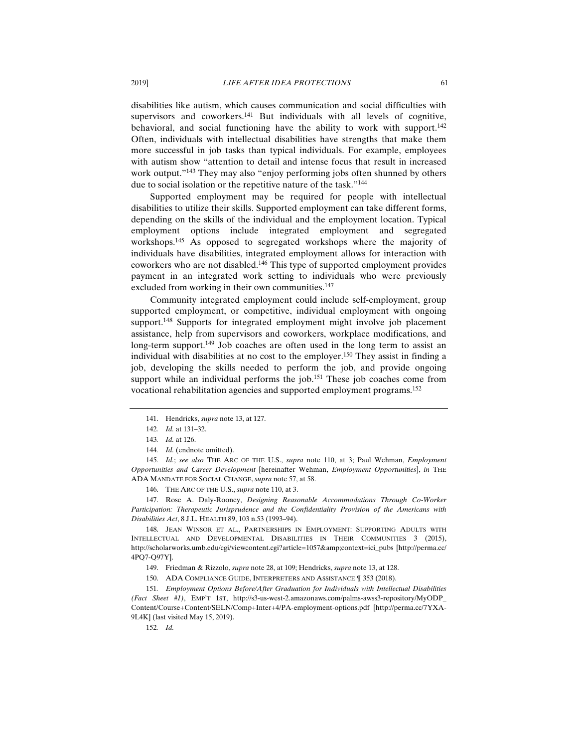disabilities like autism, which causes communication and social difficulties with supervisors and coworkers.[141] But individuals with all levels of cognitive, behavioral, and social functioning have the ability to work with support.[142] Often, individuals with intellectual disabilities have strengths that make them more successful in job tasks than typical individuals. For example, employees with autism show "attention to detail and intense focus that result in increased work output."[143] They may also "enjoy performing jobs often shunned by others due to social isolation or the repetitive nature of the task."[144]

Supported employment may be required for people with intellectual disabilities to utilize their skills. Supported employment can take different forms, depending on the skills of the individual and the employment location. Typical employment options include integrated employment and segregated workshops.[145] As opposed to segregated workshops where the majority of individuals have disabilities, integrated employment allows for interaction with coworkers who are not disabled.[146] This type of supported employment provides payment in an integrated work setting to individuals who were previously excluded from working in their own communities.[147]

Community integrated employment could include self-employment, group supported employment, or competitive, individual employment with ongoing support.[148] Supports for integrated employment might involve job placement assistance, help from supervisors and coworkers, workplace modifications, and long-term support.[149] Job coaches are often used in the long term to assist an individual with disabilities at no cost to the employer.[150] They assist in finding a job, developing the skills needed to perform the job, and provide ongoing support while an individual performs the job.[151] These job coaches come from vocational rehabilitation agencies and supported employment programs.[152]

---

141. Hendricks, *supra* note 13, at 127.

142. *Id.* at 131–32.

143. *Id.* at 126.

144. *Id.* (endnote omitted).

145. *Id.*; *see also* THE ARC OF THE U.S., *supra* note 110, at 3; Paul Wehman, *Employment Opportunities and Career Development* [hereinafter Wehman, *Employment Opportunities*], *in* THE ADA MANDATE FOR SOCIAL CHANGE, *supra* note 57, at 58.

146. THE ARC OF THE U.S., *supra* note 110, at 3.

147. Rose A. Daly-Rooney, *Designing Reasonable Accommodations Through Co-Worker Participation: Therapeutic Jurisprudence and the Confidentiality Provision of the Americans with Disabilities Act*, 8 J.L. HEALTH 89, 103 n.53 (1993–94).

148. JEAN WINSOR ET AL., PARTNERSHIPS IN EMPLOYMENT: SUPPORTING ADULTS WITH INTELLECTUAL AND DEVELOPMENTAL DISABILITIES IN THEIR COMMUNITIES 3 (2015), http://scholarworks.umb.edu/cgi/viewcontent.cgi?article=1057&amp;context=ici_pubs [http://perma.cc/4PQ7-Q97Y].

149. Friedman & Rizzolo, *supra* note 28, at 109; Hendricks, *supra* note 13, at 128.

150. ADA COMPLIANCE GUIDE, INTERPRETERS AND ASSISTANCE ¶ 353 (2018).

151. *Employment Options Before/After Graduation for Individuals with Intellectual Disabilities (Fact Sheet #1)*, EMP'T 1ST, http://s3-us-west-2.amazonaws.com/palms-awss3-repository/MyODP_Content/Course+Content/SELN/Comp+Inter+4/PA-employment-options.pdf [http://perma.cc/7YXA-9L4K] (last visited May 15, 2019).

152. *Id.*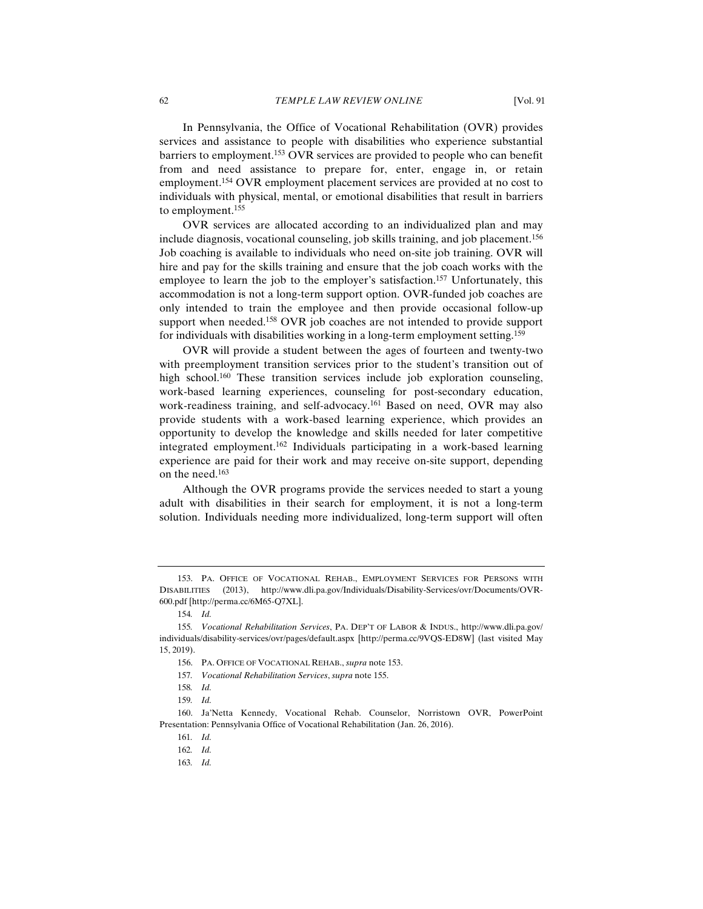In Pennsylvania, the Office of Vocational Rehabilitation (OVR) provides services and assistance to people with disabilities who experience substantial barriers to employment.[153] OVR services are provided to people who can benefit from and need assistance to prepare for, enter, engage in, or retain employment.[154] OVR employment placement services are provided at no cost to individuals with physical, mental, or emotional disabilities that result in barriers to employment.[155]

OVR services are allocated according to an individualized plan and may include diagnosis, vocational counseling, job skills training, and job placement.[156] Job coaching is available to individuals who need on-site job training. OVR will hire and pay for the skills training and ensure that the job coach works with the employee to learn the job to the employer's satisfaction.[157] Unfortunately, this accommodation is not a long-term support option. OVR-funded job coaches are only intended to train the employee and then provide occasional follow-up support when needed.[158] OVR job coaches are not intended to provide support for individuals with disabilities working in a long-term employment setting.[159]

OVR will provide a student between the ages of fourteen and twenty-two with preemployment transition services prior to the student's transition out of high school.[160] These transition services include job exploration counseling, work-based learning experiences, counseling for post-secondary education, work-readiness training, and self-advocacy.[161] Based on need, OVR may also provide students with a work-based learning experience, which provides an opportunity to develop the knowledge and skills needed for later competitive integrated employment.[162] Individuals participating in a work-based learning experience are paid for their work and may receive on-site support, depending on the need.[163]

Although the OVR programs provide the services needed to start a young adult with disabilities in their search for employment, it is not a long-term solution. Individuals needing more individualized, long-term support will often

---

153. PA. OFFICE OF VOCATIONAL REHAB., EMPLOYMENT SERVICES FOR PERSONS WITH DISABILITIES (2013), http://www.dli.pa.gov/Individuals/Disability-Services/ovr/Documents/OVR-600.pdf [http://perma.cc/6M65-Q7XL].

154. *Id.*

155. *Vocational Rehabilitation Services*, PA. DEP'T OF LABOR & INDUS., http://www.dli.pa.gov/individuals/disability-services/ovr/pages/default.aspx [http://perma.cc/9VQS-ED8W] (last visited May 15, 2019).

156. PA. OFFICE OF VOCATIONAL REHAB., *supra* note 153.

157. *Vocational Rehabilitation Services*, *supra* note 155.

158. *Id.*

159. *Id.*

160. Ja'Netta Kennedy, Vocational Rehab. Counselor, Norristown OVR, PowerPoint Presentation: Pennsylvania Office of Vocational Rehabilitation (Jan. 26, 2016).

161. *Id.*

162. *Id.*

163. *Id.*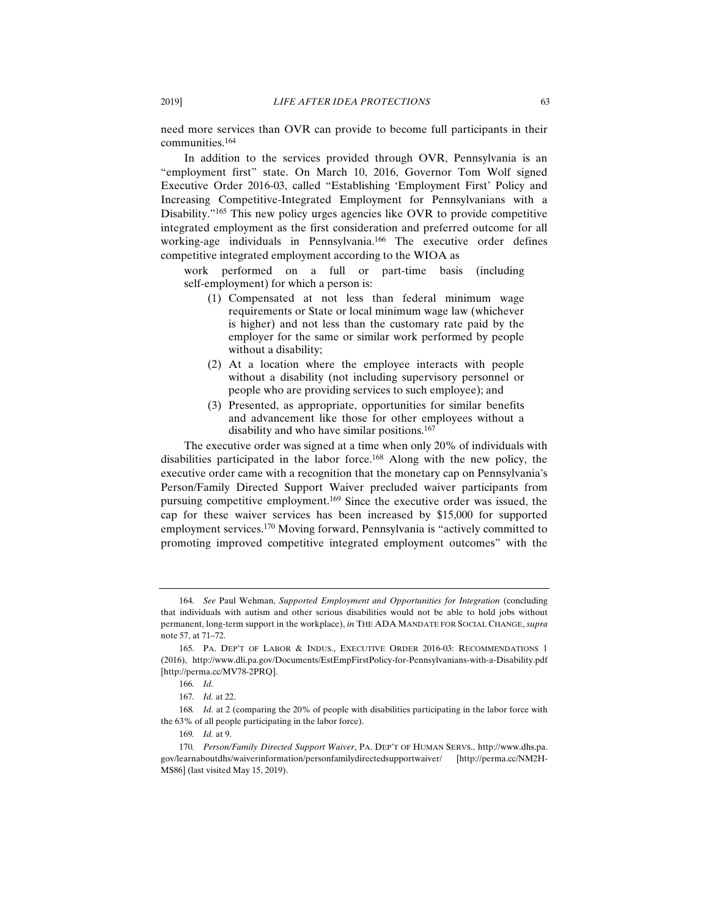need more services than OVR can provide to become full participants in their communities.[164]

In addition to the services provided through OVR, Pennsylvania is an "employment first" state. On March 10, 2016, Governor Tom Wolf signed Executive Order 2016-03, called "Establishing 'Employment First' Policy and Increasing Competitive-Integrated Employment for Pennsylvanians with a Disability."[165] This new policy urges agencies like OVR to provide competitive integrated employment as the first consideration and preferred outcome for all working-age individuals in Pennsylvania.[166] The executive order defines competitive integrated employment according to the WIOA as

> work performed on a full or part-time basis (including self-employment) for which a person is:
>
> (1) Compensated at not less than federal minimum wage requirements or State or local minimum wage law (whichever is higher) and not less than the customary rate paid by the employer for the same or similar work performed by people without a disability;
>
> (2) At a location where the employee interacts with people without a disability (not including supervisory personnel or people who are providing services to such employee); and
>
> (3) Presented, as appropriate, opportunities for similar benefits and advancement like those for other employees without a disability and who have similar positions.[167]

The executive order was signed at a time when only 20% of individuals with disabilities participated in the labor force.[168] Along with the new policy, the executive order came with a recognition that the monetary cap on Pennsylvania's Person/Family Directed Support Waiver precluded waiver participants from pursuing competitive employment.[169] Since the executive order was issued, the cap for these waiver services has been increased by $15,000 for supported employment services.[170] Moving forward, Pennsylvania is "actively committed to promoting improved competitive integrated employment outcomes" with the

---

164. *See* Paul Wehman, *Supported Employment and Opportunities for Integration* (concluding that individuals with autism and other serious disabilities would not be able to hold jobs without permanent, long-term support in the workplace), *in* THE ADA MANDATE FOR SOCIAL CHANGE, *supra* note 57, at 71–72.

165. PA. DEP'T OF LABOR & INDUS., EXECUTIVE ORDER 2016-03: RECOMMENDATIONS 1 (2016), http://www.dli.pa.gov/Documents/EstEmpFirstPolicy-for-Pennsylvanians-with-a-Disability.pdf [http://perma.cc/MV78-2PRQ].

166. *Id.*

167. *Id.* at 22.

168. *Id.* at 2 (comparing the 20% of people with disabilities participating in the labor force with the 63% of all people participating in the labor force).

169. *Id.* at 9.

170. *Person/Family Directed Support Waiver*, PA. DEP'T OF HUMAN SERVS., http://www.dhs.pa.gov/learnaboutdhs/waiverinformation/personfamilydirectedsupportwaiver/ [http://perma.cc/NM2H-MS86] (last visited May 15, 2019).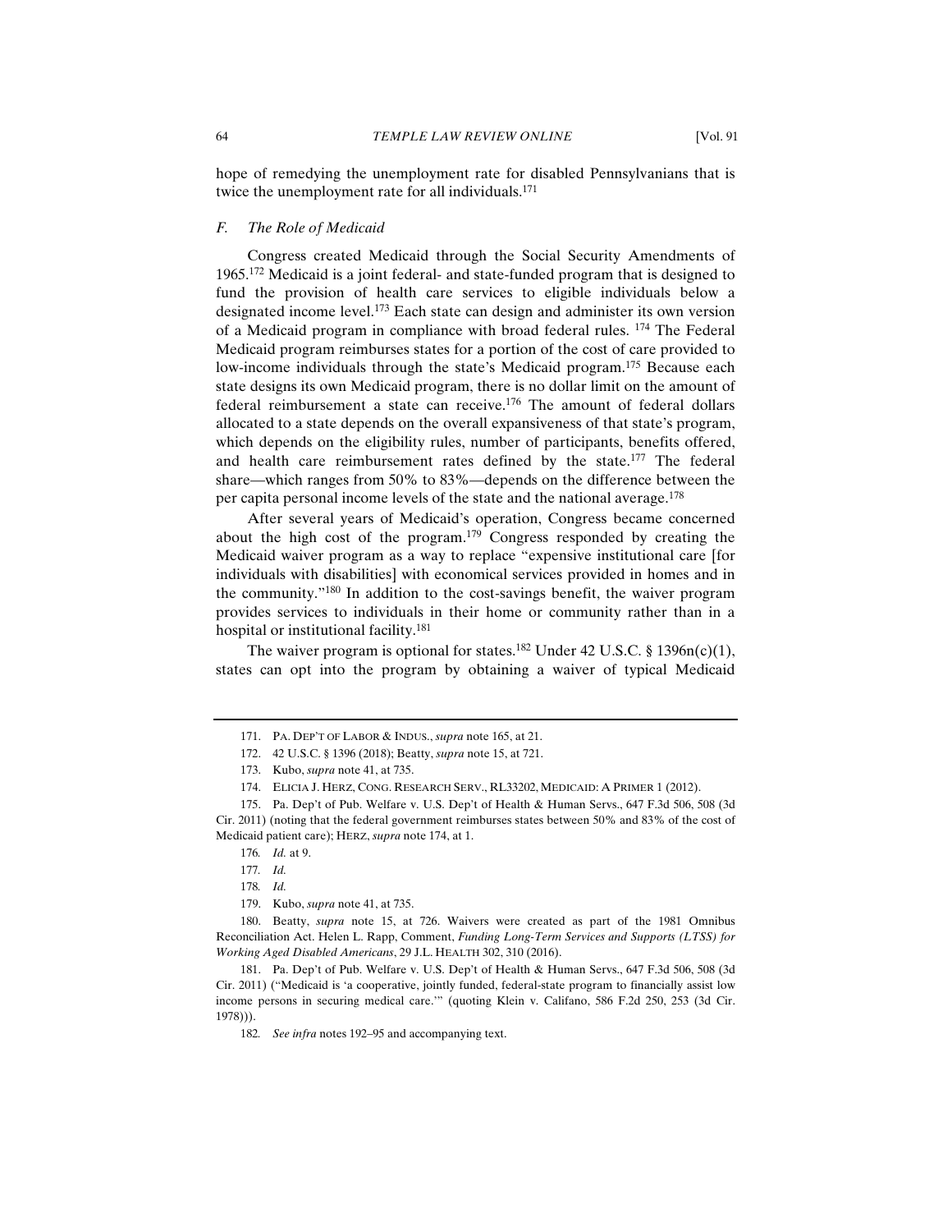hope of remedying the unemployment rate for disabled Pennsylvanians that is twice the unemployment rate for all individuals.[171]

### *F. The Role of Medicaid*

Congress created Medicaid through the Social Security Amendments of 1965.[172] Medicaid is a joint federal- and state-funded program that is designed to fund the provision of health care services to eligible individuals below a designated income level.[173] Each state can design and administer its own version of a Medicaid program in compliance with broad federal rules. [174] The Federal Medicaid program reimburses states for a portion of the cost of care provided to low-income individuals through the state's Medicaid program.[175] Because each state designs its own Medicaid program, there is no dollar limit on the amount of federal reimbursement a state can receive.[176] The amount of federal dollars allocated to a state depends on the overall expansiveness of that state's program, which depends on the eligibility rules, number of participants, benefits offered, and health care reimbursement rates defined by the state.[177] The federal share—which ranges from 50% to 83%—depends on the difference between the per capita personal income levels of the state and the national average.[178]

After several years of Medicaid's operation, Congress became concerned about the high cost of the program.[179] Congress responded by creating the Medicaid waiver program as a way to replace "expensive institutional care [for individuals with disabilities] with economical services provided in homes and in the community."[180] In addition to the cost-savings benefit, the waiver program provides services to individuals in their home or community rather than in a hospital or institutional facility.[181]

The waiver program is optional for states.[182] Under 42 U.S.C. § 1396n(c)(1), states can opt into the program by obtaining a waiver of typical Medicaid

---

171. PA. DEP'T OF LABOR & INDUS., *supra* note 165, at 21.

172. 42 U.S.C. § 1396 (2018); Beatty, *supra* note 15, at 721.

173. Kubo, *supra* note 41, at 735.

174. ELICIA J. HERZ, CONG. RESEARCH SERV., RL33202, MEDICAID: A PRIMER 1 (2012).

175. Pa. Dep't of Pub. Welfare v. U.S. Dep't of Health & Human Servs., 647 F.3d 506, 508 (3d Cir. 2011) (noting that the federal government reimburses states between 50% and 83% of the cost of Medicaid patient care); HERZ, *supra* note 174, at 1.

176. *Id.* at 9.

177. *Id.*

178. *Id.*

179. Kubo, *supra* note 41, at 735.

180. Beatty, *supra* note 15, at 726. Waivers were created as part of the 1981 Omnibus Reconciliation Act. Helen L. Rapp, Comment, *Funding Long-Term Services and Supports (LTSS) for Working Aged Disabled Americans*, 29 J.L. HEALTH 302, 310 (2016).

181. Pa. Dep't of Pub. Welfare v. U.S. Dep't of Health & Human Servs., 647 F.3d 506, 508 (3d Cir. 2011) ("Medicaid is 'a cooperative, jointly funded, federal-state program to financially assist low income persons in securing medical care.'" (quoting Klein v. Califano, 586 F.2d 250, 253 (3d Cir. 1978))).

182. *See infra* notes 192–95 and accompanying text.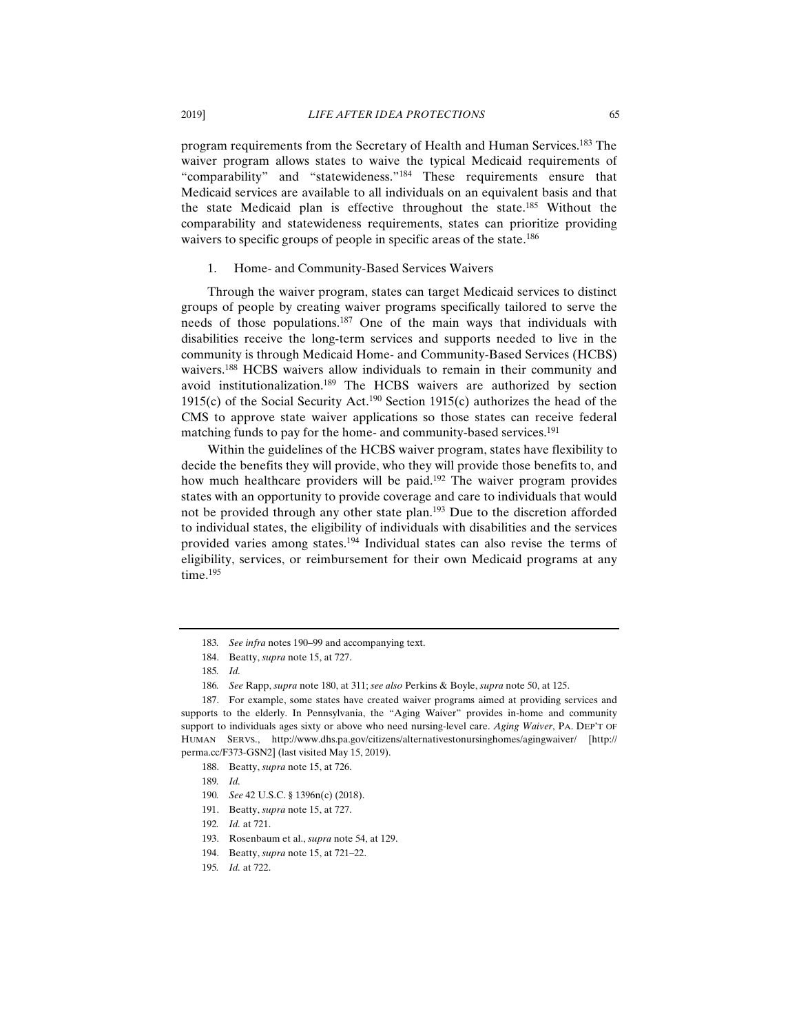program requirements from the Secretary of Health and Human Services.[183] The waiver program allows states to waive the typical Medicaid requirements of "comparability" and "statewideness."[184] These requirements ensure that Medicaid services are available to all individuals on an equivalent basis and that the state Medicaid plan is effective throughout the state.[185] Without the comparability and statewideness requirements, states can prioritize providing waivers to specific groups of people in specific areas of the state.[186]

1. Home- and Community-Based Services Waivers

Through the waiver program, states can target Medicaid services to distinct groups of people by creating waiver programs specifically tailored to serve the needs of those populations.[187] One of the main ways that individuals with disabilities receive the long-term services and supports needed to live in the community is through Medicaid Home- and Community-Based Services (HCBS) waivers.[188] HCBS waivers allow individuals to remain in their community and avoid institutionalization.[189] The HCBS waivers are authorized by section 1915(c) of the Social Security Act.[190] Section 1915(c) authorizes the head of the CMS to approve state waiver applications so those states can receive federal matching funds to pay for the home- and community-based services.[191]

Within the guidelines of the HCBS waiver program, states have flexibility to decide the benefits they will provide, who they will provide those benefits to, and how much healthcare providers will be paid.[192] The waiver program provides states with an opportunity to provide coverage and care to individuals that would not be provided through any other state plan.[193] Due to the discretion afforded to individual states, the eligibility of individuals with disabilities and the services provided varies among states.[194] Individual states can also revise the terms of eligibility, services, or reimbursement for their own Medicaid programs at any time.[195]

---

183. *See infra* notes 190–99 and accompanying text.

184. Beatty, *supra* note 15, at 727.

185. *Id.*

186. *See* Rapp, *supra* note 180, at 311; *see also* Perkins & Boyle, *supra* note 50, at 125.

187. For example, some states have created waiver programs aimed at providing services and supports to the elderly. In Pennsylvania, the "Aging Waiver" provides in-home and community support to individuals ages sixty or above who need nursing-level care. *Aging Waiver*, PA. DEP'T OF HUMAN SERVS., http://www.dhs.pa.gov/citizens/alternativestonursinghomes/agingwaiver/ [http://perma.cc/F373-GSN2] (last visited May 15, 2019).

188. Beatty, *supra* note 15, at 726.

189. *Id.*

190. *See* 42 U.S.C. § 1396n(c) (2018).

191. Beatty, *supra* note 15, at 727.

192. *Id.* at 721.

193. Rosenbaum et al., *supra* note 54, at 129.

194. Beatty, *supra* note 15, at 721–22.

195. *Id.* at 722.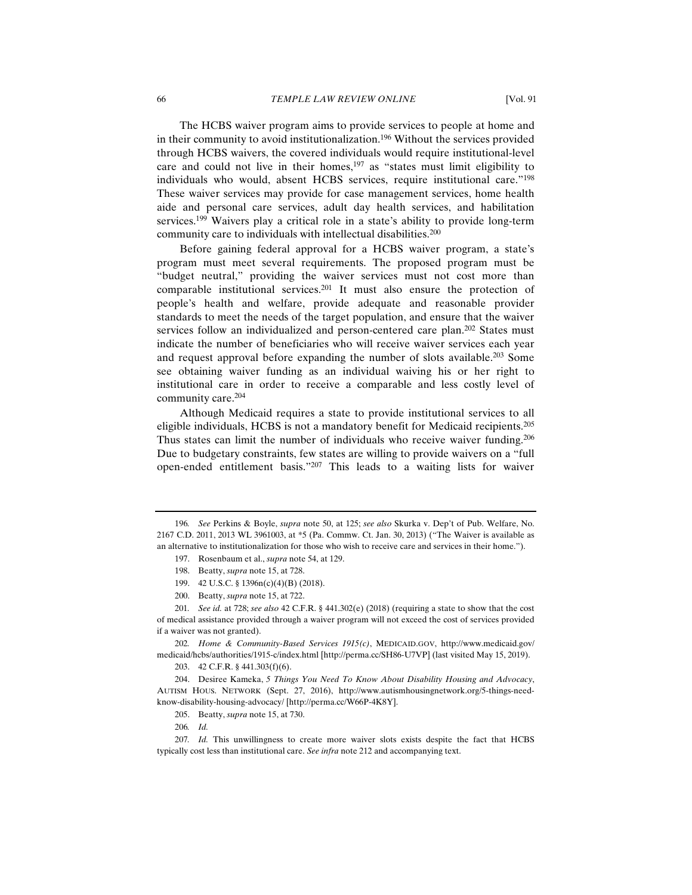The HCBS waiver program aims to provide services to people at home and in their community to avoid institutionalization.[196] Without the services provided through HCBS waivers, the covered individuals would require institutional-level care and could not live in their homes,[197] as "states must limit eligibility to individuals who would, absent HCBS services, require institutional care."[198] These waiver services may provide for case management services, home health aide and personal care services, adult day health services, and habilitation services.[199] Waivers play a critical role in a state's ability to provide long-term community care to individuals with intellectual disabilities.[200]

Before gaining federal approval for a HCBS waiver program, a state's program must meet several requirements. The proposed program must be "budget neutral," providing the waiver services must not cost more than comparable institutional services.[201] It must also ensure the protection of people's health and welfare, provide adequate and reasonable provider standards to meet the needs of the target population, and ensure that the waiver services follow an individualized and person-centered care plan.[202] States must indicate the number of beneficiaries who will receive waiver services each year and request approval before expanding the number of slots available.[203] Some see obtaining waiver funding as an individual waiving his or her right to institutional care in order to receive a comparable and less costly level of community care.[204]

Although Medicaid requires a state to provide institutional services to all eligible individuals, HCBS is not a mandatory benefit for Medicaid recipients.[205] Thus states can limit the number of individuals who receive waiver funding.[206] Due to budgetary constraints, few states are willing to provide waivers on a "full open-ended entitlement basis."[207] This leads to a waiting lists for waiver

---

196. *See* Perkins & Boyle, *supra* note 50, at 125; *see also* Skurka v. Dep't of Pub. Welfare, No. 2167 C.D. 2011, 2013 WL 3961003, at *5 (Pa. Commw. Ct. Jan. 30, 2013) ("The Waiver is available as an alternative to institutionalization for those who wish to receive care and services in their home.").

197. Rosenbaum et al., *supra* note 54, at 129.

198. Beatty, *supra* note 15, at 728.

199. 42 U.S.C. § 1396n(c)(4)(B) (2018).

200. Beatty, *supra* note 15, at 722.

201. *See id.* at 728; *see also* 42 C.F.R. § 441.302(e) (2018) (requiring a state to show that the cost of medical assistance provided through a waiver program will not exceed the cost of services provided if a waiver was not granted).

202. *Home & Community-Based Services 1915(c)*, MEDICAID.GOV, http://www.medicaid.gov/medicaid/hcbs/authorities/1915-c/index.html [http://perma.cc/SH86-U7VP] (last visited May 15, 2019).

203. 42 C.F.R. § 441.303(f)(6).

204. Desiree Kameka, *5 Things You Need To Know About Disability Housing and Advocacy*, AUTISM HOUS. NETWORK (Sept. 27, 2016), http://www.autismhousingnetwork.org/5-things-need-know-disability-housing-advocacy/ [http://perma.cc/W66P-4K8Y].

205. Beatty, *supra* note 15, at 730.

206. *Id.*

207. *Id.* This unwillingness to create more waiver slots exists despite the fact that HCBS typically cost less than institutional care. *See infra* note 212 and accompanying text.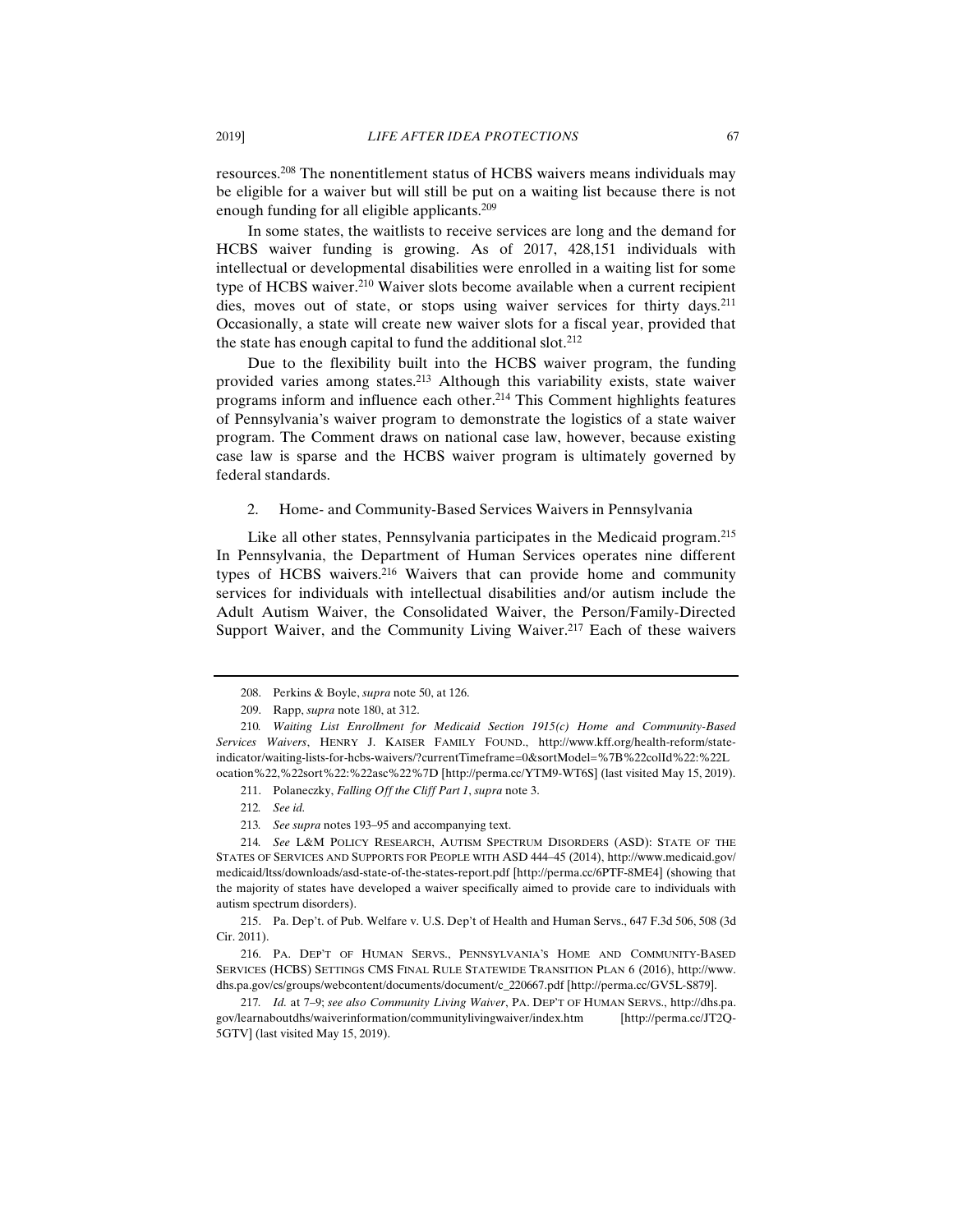resources.[208] The nonentitlement status of HCBS waivers means individuals may be eligible for a waiver but will still be put on a waiting list because there is not enough funding for all eligible applicants.[209]

In some states, the waitlists to receive services are long and the demand for HCBS waiver funding is growing. As of 2017, 428,151 individuals with intellectual or developmental disabilities were enrolled in a waiting list for some type of HCBS waiver.[210] Waiver slots become available when a current recipient dies, moves out of state, or stops using waiver services for thirty days.[211] Occasionally, a state will create new waiver slots for a fiscal year, provided that the state has enough capital to fund the additional slot.[212]

Due to the flexibility built into the HCBS waiver program, the funding provided varies among states.[213] Although this variability exists, state waiver programs inform and influence each other.[214] This Comment highlights features of Pennsylvania's waiver program to demonstrate the logistics of a state waiver program. The Comment draws on national case law, however, because existing case law is sparse and the HCBS waiver program is ultimately governed by federal standards.

### 2. Home- and Community-Based Services Waivers in Pennsylvania

Like all other states, Pennsylvania participates in the Medicaid program.[215] In Pennsylvania, the Department of Human Services operates nine different types of HCBS waivers.[216] Waivers that can provide home and community services for individuals with intellectual disabilities and/or autism include the Adult Autism Waiver, the Consolidated Waiver, the Person/Family-Directed Support Waiver, and the Community Living Waiver.[217] Each of these waivers

---

208. Perkins & Boyle, *supra* note 50, at 126.

209. Rapp, *supra* note 180, at 312.

210. *Waiting List Enrollment for Medicaid Section 1915(c) Home and Community-Based Services Waivers*, HENRY J. KAISER FAMILY FOUND., http://www.kff.org/health-reform/state-indicator/waiting-lists-for-hcbs-waivers/?currentTimeframe=0&sortModel=%7B%22colId%22:%22Location%22,%22sort%22:%22asc%22%7D [http://perma.cc/YTM9-WT6S] (last visited May 15, 2019).

211. Polaneczky, *Falling Off the Cliff Part 1*, *supra* note 3.

212. *See id.*

213. *See supra* notes 193–95 and accompanying text.

214. *See* L&M POLICY RESEARCH, AUTISM SPECTRUM DISORDERS (ASD): STATE OF THE STATES OF SERVICES AND SUPPORTS FOR PEOPLE WITH ASD 444–45 (2014), http://www.medicaid.gov/medicaid/ltss/downloads/asd-state-of-the-states-report.pdf [http://perma.cc/6PTF-8ME4] (showing that the majority of states have developed a waiver specifically aimed to provide care to individuals with autism spectrum disorders).

215. Pa. Dep't. of Pub. Welfare v. U.S. Dep't of Health and Human Servs., 647 F.3d 506, 508 (3d Cir. 2011).

216. PA. DEP'T OF HUMAN SERVS., PENNSYLVANIA'S HOME AND COMMUNITY-BASED SERVICES (HCBS) SETTINGS CMS FINAL RULE STATEWIDE TRANSITION PLAN 6 (2016), http://www.dhs.pa.gov/cs/groups/webcontent/documents/document/c_220667.pdf [http://perma.cc/GV5L-S879].

217. *Id.* at 7–9; *see also Community Living Waiver*, PA. DEP'T OF HUMAN SERVS., http://dhs.pa.gov/learnaboutdhs/waiverinformation/communitylivingwaiver/index.htm [http://perma.cc/JT2Q-5GTV] (last visited May 15, 2019).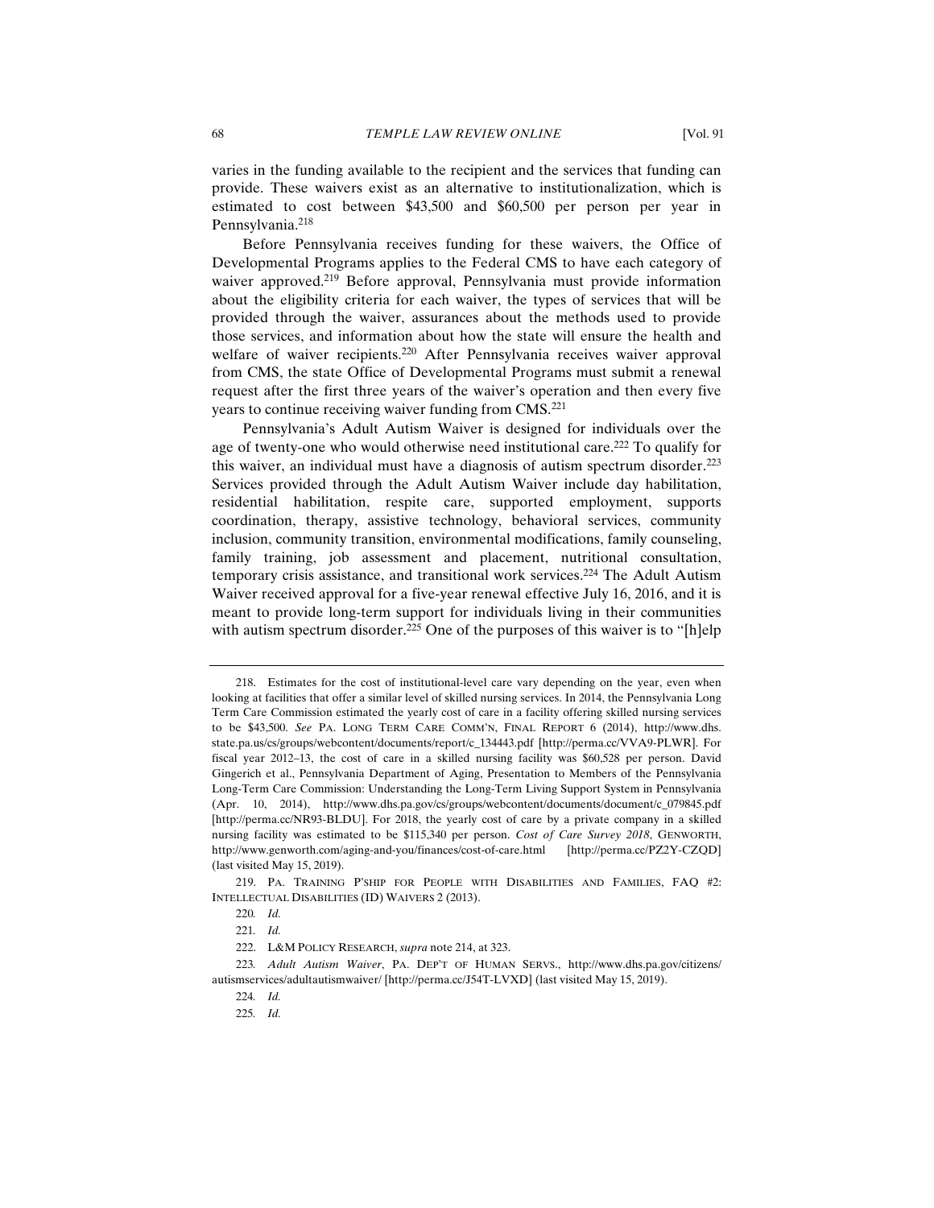varies in the funding available to the recipient and the services that funding can provide. These waivers exist as an alternative to institutionalization, which is estimated to cost between $43,500 and $60,500 per person per year in Pennsylvania.[218]

Before Pennsylvania receives funding for these waivers, the Office of Developmental Programs applies to the Federal CMS to have each category of waiver approved.[219] Before approval, Pennsylvania must provide information about the eligibility criteria for each waiver, the types of services that will be provided through the waiver, assurances about the methods used to provide those services, and information about how the state will ensure the health and welfare of waiver recipients.[220] After Pennsylvania receives waiver approval from CMS, the state Office of Developmental Programs must submit a renewal request after the first three years of the waiver's operation and then every five years to continue receiving waiver funding from CMS.[221]

Pennsylvania's Adult Autism Waiver is designed for individuals over the age of twenty-one who would otherwise need institutional care.[222] To qualify for this waiver, an individual must have a diagnosis of autism spectrum disorder.[223] Services provided through the Adult Autism Waiver include day habilitation, residential habilitation, respite care, supported employment, supports coordination, therapy, assistive technology, behavioral services, community inclusion, community transition, environmental modifications, family counseling, family training, job assessment and placement, nutritional consultation, temporary crisis assistance, and transitional work services.[224] The Adult Autism Waiver received approval for a five-year renewal effective July 16, 2016, and it is meant to provide long-term support for individuals living in their communities with autism spectrum disorder.[225] One of the purposes of this waiver is to "[h]elp

---

218. Estimates for the cost of institutional-level care vary depending on the year, even when looking at facilities that offer a similar level of skilled nursing services. In 2014, the Pennsylvania Long Term Care Commission estimated the yearly cost of care in a facility offering skilled nursing services to be $43,500. *See* PA. LONG TERM CARE COMM'N, FINAL REPORT 6 (2014), http://www.dhs.state.pa.us/cs/groups/webcontent/documents/report/c_134443.pdf [http://perma.cc/VVA9-PLWR]. For fiscal year 2012–13, the cost of care in a skilled nursing facility was $60,528 per person. David Gingerich et al., Pennsylvania Department of Aging, Presentation to Members of the Pennsylvania Long-Term Care Commission: Understanding the Long-Term Living Support System in Pennsylvania (Apr. 10, 2014), http://www.dhs.pa.gov/cs/groups/webcontent/documents/document/c_079845.pdf [http://perma.cc/NR93-BLDU]. For 2018, the yearly cost of care by a private company in a skilled nursing facility was estimated to be $115,340 per person. *Cost of Care Survey 2018*, GENWORTH, http://www.genworth.com/aging-and-you/finances/cost-of-care.html [http://perma.cc/PZ2Y-CZQD] (last visited May 15, 2019).

219. PA. TRAINING P'SHIP FOR PEOPLE WITH DISABILITIES AND FAMILIES, FAQ #2: INTELLECTUAL DISABILITIES (ID) WAIVERS 2 (2013).

220. *Id.*

221. *Id.*

222. L&M POLICY RESEARCH, *supra* note 214, at 323.

223. *Adult Autism Waiver*, PA. DEP'T OF HUMAN SERVS., http://www.dhs.pa.gov/citizens/autismservices/adultautismwaiver/ [http://perma.cc/J54T-LVXD] (last visited May 15, 2019).

224. *Id.*

225. *Id.*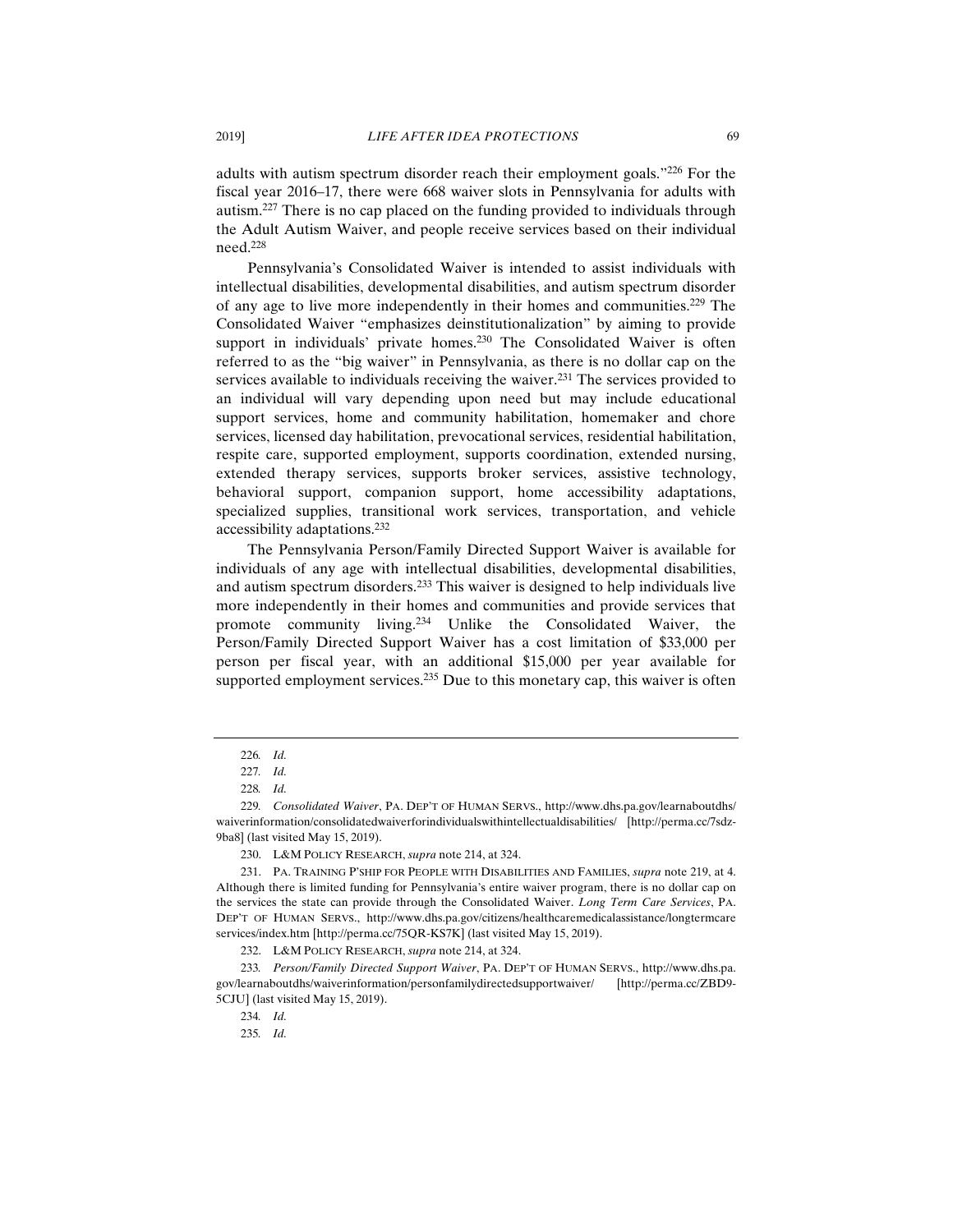adults with autism spectrum disorder reach their employment goals."[226] For the fiscal year 2016–17, there were 668 waiver slots in Pennsylvania for adults with autism.[227] There is no cap placed on the funding provided to individuals through the Adult Autism Waiver, and people receive services based on their individual need.[228]

Pennsylvania's Consolidated Waiver is intended to assist individuals with intellectual disabilities, developmental disabilities, and autism spectrum disorder of any age to live more independently in their homes and communities.[229] The Consolidated Waiver "emphasizes deinstitutionalization" by aiming to provide support in individuals' private homes.[230] The Consolidated Waiver is often referred to as the "big waiver" in Pennsylvania, as there is no dollar cap on the services available to individuals receiving the waiver.[231] The services provided to an individual will vary depending upon need but may include educational support services, home and community habilitation, homemaker and chore services, licensed day habilitation, prevocational services, residential habilitation, respite care, supported employment, supports coordination, extended nursing, extended therapy services, supports broker services, assistive technology, behavioral support, companion support, home accessibility adaptations, specialized supplies, transitional work services, transportation, and vehicle accessibility adaptations.[232]

The Pennsylvania Person/Family Directed Support Waiver is available for individuals of any age with intellectual disabilities, developmental disabilities, and autism spectrum disorders.[233] This waiver is designed to help individuals live more independently in their homes and communities and provide services that promote community living.[234] Unlike the Consolidated Waiver, the Person/Family Directed Support Waiver has a cost limitation of $33,000 per person per fiscal year, with an additional $15,000 per year available for supported employment services.[235] Due to this monetary cap, this waiver is often

---

226. *Id.*

227. *Id.*

228. *Id.*

229. *Consolidated Waiver*, PA. DEP'T OF HUMAN SERVS., http://www.dhs.pa.gov/learnaboutdhs/waiverinformation/consolidatedwaiverforindividualswithintellectualdisabilities/ [http://perma.cc/7sdz-9ba8] (last visited May 15, 2019).

230. L&M POLICY RESEARCH, *supra* note 214, at 324.

231. PA. TRAINING P'SHIP FOR PEOPLE WITH DISABILITIES AND FAMILIES, *supra* note 219, at 4. Although there is limited funding for Pennsylvania's entire waiver program, there is no dollar cap on the services the state can provide through the Consolidated Waiver. *Long Term Care Services*, PA. DEP'T OF HUMAN SERVS., http://www.dhs.pa.gov/citizens/healthcaremedicalassistance/longtermcareservices/index.htm [http://perma.cc/75QR-KS7K] (last visited May 15, 2019).

232. L&M POLICY RESEARCH, *supra* note 214, at 324.

233. *Person/Family Directed Support Waiver*, PA. DEP'T OF HUMAN SERVS., http://www.dhs.pa.gov/learnaboutdhs/waiverinformation/personfamilydirectedsupportwaiver/ [http://perma.cc/ZBD9-5CJU] (last visited May 15, 2019).

234. *Id.*

235. *Id.*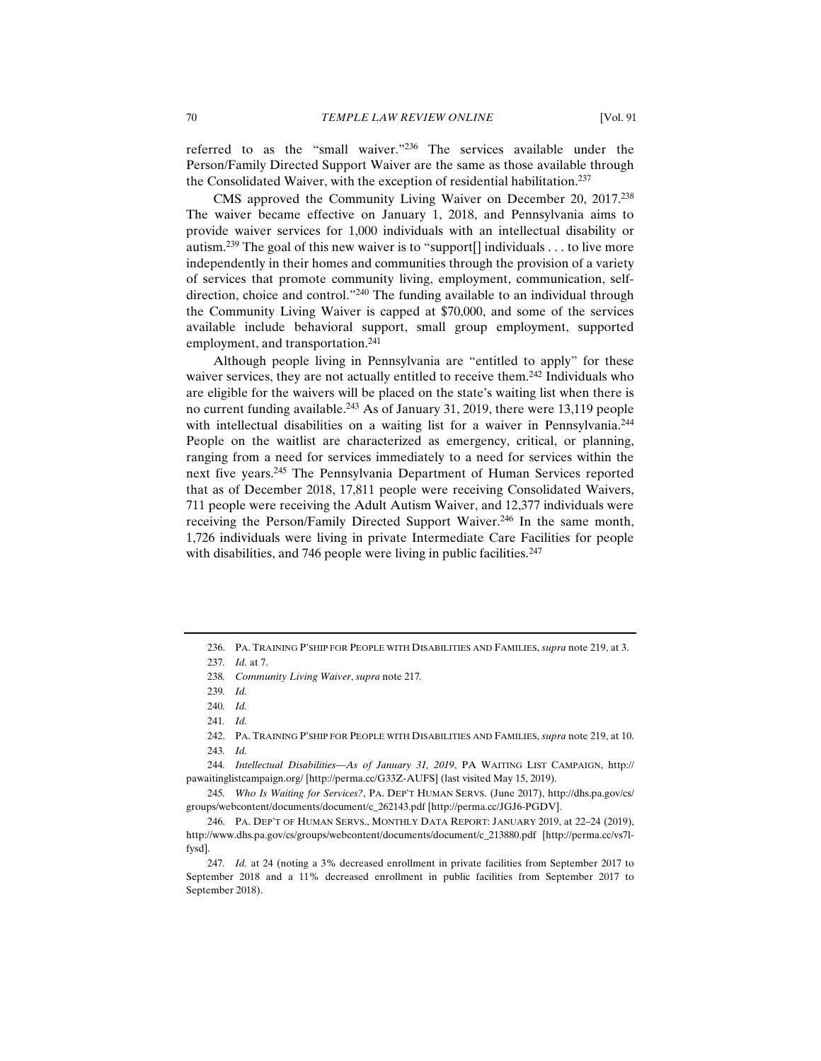referred to as the "small waiver."[236] The services available under the Person/Family Directed Support Waiver are the same as those available through the Consolidated Waiver, with the exception of residential habilitation.[237]

CMS approved the Community Living Waiver on December 20, 2017.[238] The waiver became effective on January 1, 2018, and Pennsylvania aims to provide waiver services for 1,000 individuals with an intellectual disability or autism.[239] The goal of this new waiver is to "support[] individuals . . . to live more independently in their homes and communities through the provision of a variety of services that promote community living, employment, communication, self-direction, choice and control."[240] The funding available to an individual through the Community Living Waiver is capped at $70,000, and some of the services available include behavioral support, small group employment, supported employment, and transportation.[241]

Although people living in Pennsylvania are "entitled to apply" for these waiver services, they are not actually entitled to receive them.[242] Individuals who are eligible for the waivers will be placed on the state's waiting list when there is no current funding available.[243] As of January 31, 2019, there were 13,119 people with intellectual disabilities on a waiting list for a waiver in Pennsylvania.[244] People on the waitlist are characterized as emergency, critical, or planning, ranging from a need for services immediately to a need for services within the next five years.[245] The Pennsylvania Department of Human Services reported that as of December 2018, 17,811 people were receiving Consolidated Waivers, 711 people were receiving the Adult Autism Waiver, and 12,377 individuals were receiving the Person/Family Directed Support Waiver.[246] In the same month, 1,726 individuals were living in private Intermediate Care Facilities for people with disabilities, and 746 people were living in public facilities.[247]

---

236. PA. TRAINING P'SHIP FOR PEOPLE WITH DISABILITIES AND FAMILIES, *supra* note 219, at 3.

237. *Id.* at 7.

238. *Community Living Waiver*, *supra* note 217.

239. *Id.*

240. *Id.*

241. *Id.*

242. PA. TRAINING P'SHIP FOR PEOPLE WITH DISABILITIES AND FAMILIES, *supra* note 219, at 10.

243. *Id.*

244. *Intellectual Disabilities—As of January 31, 2019*, PA WAITING LIST CAMPAIGN, http://pawaitinglistcampaign.org/ [http://perma.cc/G33Z-AUFS] (last visited May 15, 2019).

245. *Who Is Waiting for Services?*, PA. DEP'T HUMAN SERVS. (June 2017), http://dhs.pa.gov/cs/groups/webcontent/documents/document/c_262143.pdf [http://perma.cc/JGJ6-PGDV].

246. PA. DEP'T OF HUMAN SERVS., MONTHLY DATA REPORT: JANUARY 2019, at 22–24 (2019), http://www.dhs.pa.gov/cs/groups/webcontent/documents/document/c_213880.pdf [http://perma.cc/vs7l-fysd].

247. *Id.* at 24 (noting a 3% decreased enrollment in private facilities from September 2017 to September 2018 and a 11% decreased enrollment in public facilities from September 2017 to September 2018).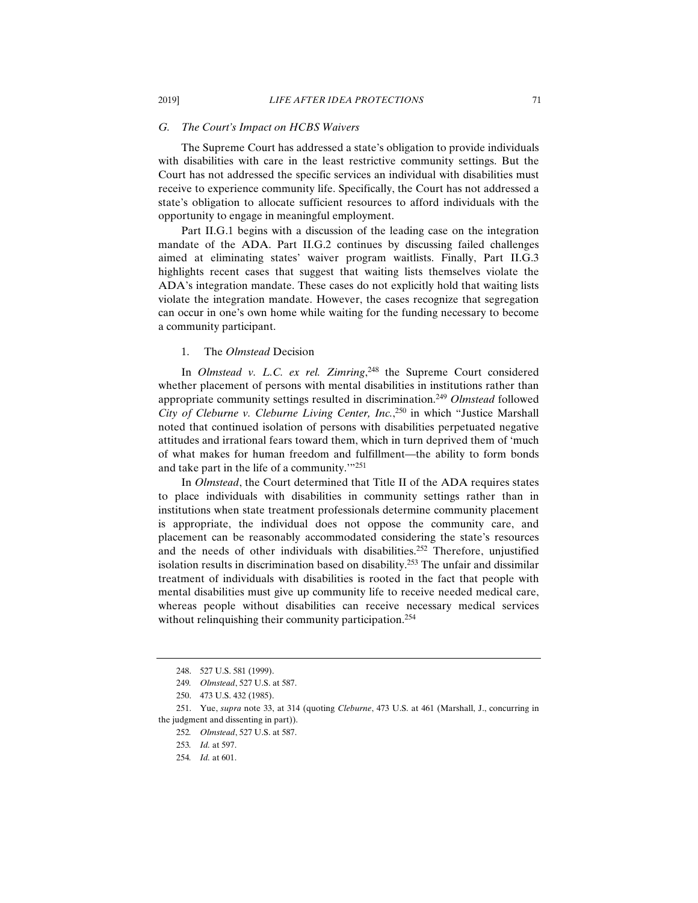### *G. The Court's Impact on HCBS Waivers*

The Supreme Court has addressed a state's obligation to provide individuals with disabilities with care in the least restrictive community settings. But the Court has not addressed the specific services an individual with disabilities must receive to experience community life. Specifically, the Court has not addressed a state's obligation to allocate sufficient resources to afford individuals with the opportunity to engage in meaningful employment.

Part II.G.1 begins with a discussion of the leading case on the integration mandate of the ADA. Part II.G.2 continues by discussing failed challenges aimed at eliminating states' waiver program waitlists. Finally, Part II.G.3 highlights recent cases that suggest that waiting lists themselves violate the ADA's integration mandate. These cases do not explicitly hold that waiting lists violate the integration mandate. However, the cases recognize that segregation can occur in one's own home while waiting for the funding necessary to become a community participant.

#### 1. The *Olmstead* Decision

In *Olmstead v. L.C. ex rel. Zimring*,[248] the Supreme Court considered whether placement of persons with mental disabilities in institutions rather than appropriate community settings resulted in discrimination.[249] *Olmstead* followed *City of Cleburne v. Cleburne Living Center, Inc.*,[250] in which "Justice Marshall noted that continued isolation of persons with disabilities perpetuated negative attitudes and irrational fears toward them, which in turn deprived them of 'much of what makes for human freedom and fulfillment—the ability to form bonds and take part in the life of a community.'"[251]

In *Olmstead*, the Court determined that Title II of the ADA requires states to place individuals with disabilities in community settings rather than in institutions when state treatment professionals determine community placement is appropriate, the individual does not oppose the community care, and placement can be reasonably accommodated considering the state's resources and the needs of other individuals with disabilities.[252] Therefore, unjustified isolation results in discrimination based on disability.[253] The unfair and dissimilar treatment of individuals with disabilities is rooted in the fact that people with mental disabilities must give up community life to receive needed medical care, whereas people without disabilities can receive necessary medical services without relinquishing their community participation.[254]

---

248. 527 U.S. 581 (1999).

249. *Olmstead*, 527 U.S. at 587.

250. 473 U.S. 432 (1985).

251. Yue, *supra* note 33, at 314 (quoting *Cleburne*, 473 U.S. at 461 (Marshall, J., concurring in the judgment and dissenting in part)).

252. *Olmstead*, 527 U.S. at 587.

253. *Id.* at 597.

254. *Id.* at 601.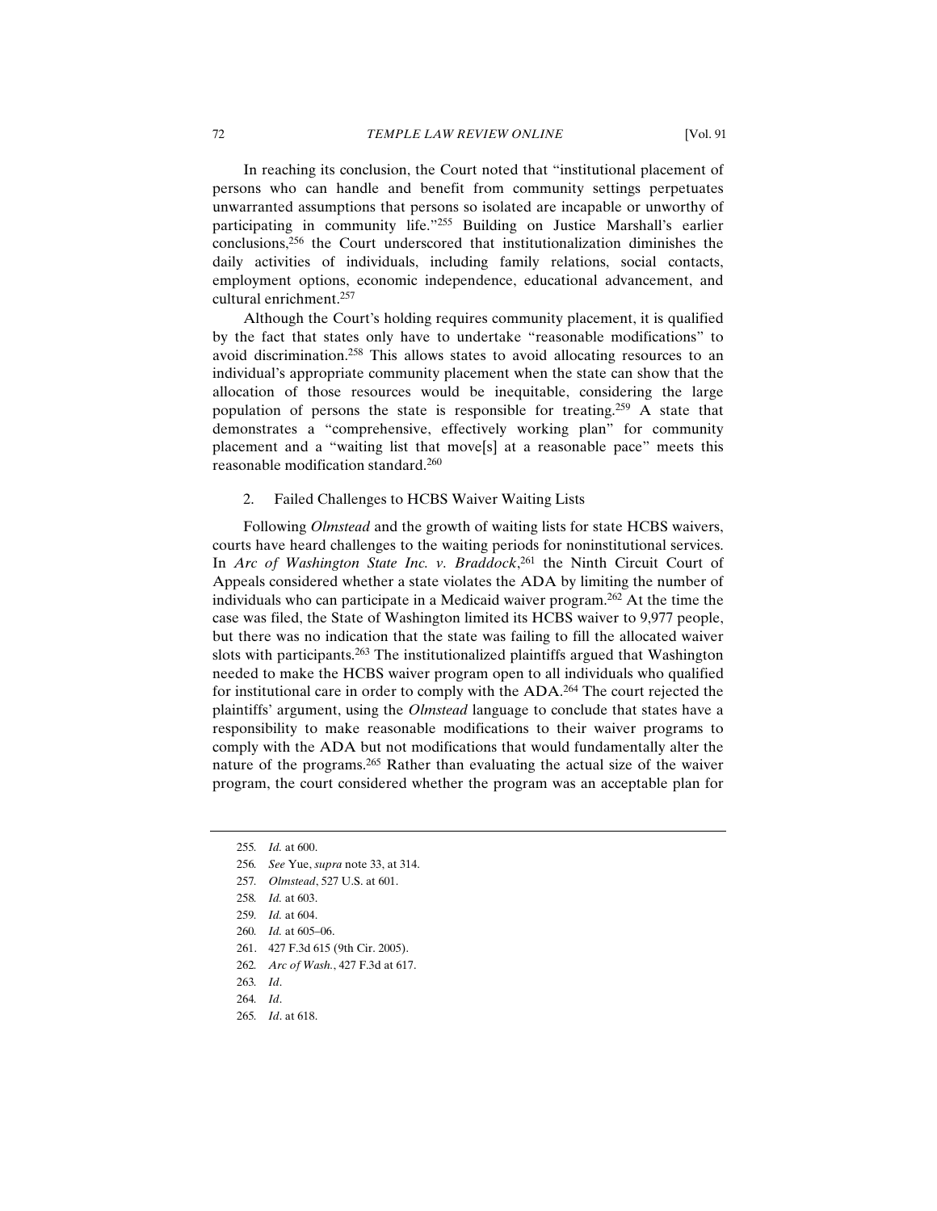In reaching its conclusion, the Court noted that "institutional placement of persons who can handle and benefit from community settings perpetuates unwarranted assumptions that persons so isolated are incapable or unworthy of participating in community life."[255] Building on Justice Marshall's earlier conclusions,[256] the Court underscored that institutionalization diminishes the daily activities of individuals, including family relations, social contacts, employment options, economic independence, educational advancement, and cultural enrichment.[257]

Although the Court's holding requires community placement, it is qualified by the fact that states only have to undertake "reasonable modifications" to avoid discrimination.[258] This allows states to avoid allocating resources to an individual's appropriate community placement when the state can show that the allocation of those resources would be inequitable, considering the large population of persons the state is responsible for treating.[259] A state that demonstrates a "comprehensive, effectively working plan" for community placement and a "waiting list that move[s] at a reasonable pace" meets this reasonable modification standard.[260]

### 2. Failed Challenges to HCBS Waiver Waiting Lists

Following *Olmstead* and the growth of waiting lists for state HCBS waivers, courts have heard challenges to the waiting periods for noninstitutional services. In *Arc of Washington State Inc. v. Braddock*,[261] the Ninth Circuit Court of Appeals considered whether a state violates the ADA by limiting the number of individuals who can participate in a Medicaid waiver program.[262] At the time the case was filed, the State of Washington limited its HCBS waiver to 9,977 people, but there was no indication that the state was failing to fill the allocated waiver slots with participants.[263] The institutionalized plaintiffs argued that Washington needed to make the HCBS waiver program open to all individuals who qualified for institutional care in order to comply with the ADA.[264] The court rejected the plaintiffs' argument, using the *Olmstead* language to conclude that states have a responsibility to make reasonable modifications to their waiver programs to comply with the ADA but not modifications that would fundamentally alter the nature of the programs.[265] Rather than evaluating the actual size of the waiver program, the court considered whether the program was an acceptable plan for

---

255. *Id.* at 600.

256. *See* Yue, *supra* note 33, at 314.

257. *Olmstead*, 527 U.S. at 601.

258. *Id.* at 603.

259. *Id.* at 604.

260. *Id.* at 605–06.

261. 427 F.3d 615 (9th Cir. 2005).

262. *Arc of Wash.*, 427 F.3d at 617.

263. *Id*.

264. *Id*.

265. *Id*. at 618.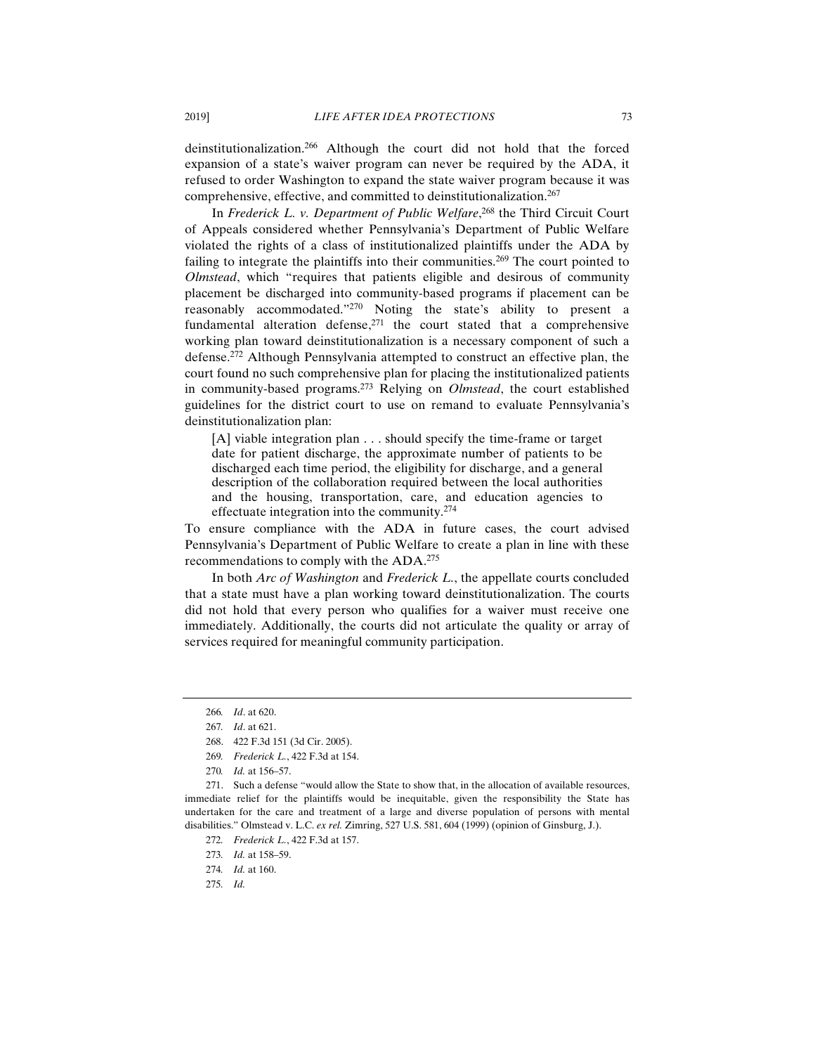deinstitutionalization.[266] Although the court did not hold that the forced expansion of a state's waiver program can never be required by the ADA, it refused to order Washington to expand the state waiver program because it was comprehensive, effective, and committed to deinstitutionalization.[267]

In *Frederick L. v. Department of Public Welfare*,[268] the Third Circuit Court of Appeals considered whether Pennsylvania's Department of Public Welfare violated the rights of a class of institutionalized plaintiffs under the ADA by failing to integrate the plaintiffs into their communities.[269] The court pointed to *Olmstead*, which "requires that patients eligible and desirous of community placement be discharged into community-based programs if placement can be reasonably accommodated."[270] Noting the state's ability to present a fundamental alteration defense,[271] the court stated that a comprehensive working plan toward deinstitutionalization is a necessary component of such a defense.[272] Although Pennsylvania attempted to construct an effective plan, the court found no such comprehensive plan for placing the institutionalized patients in community-based programs.[273] Relying on *Olmstead*, the court established guidelines for the district court to use on remand to evaluate Pennsylvania's deinstitutionalization plan:

> [A] viable integration plan . . . should specify the time-frame or target date for patient discharge, the approximate number of patients to be discharged each time period, the eligibility for discharge, and a general description of the collaboration required between the local authorities and the housing, transportation, care, and education agencies to effectuate integration into the community.[274]

To ensure compliance with the ADA in future cases, the court advised Pennsylvania's Department of Public Welfare to create a plan in line with these recommendations to comply with the ADA.[275]

In both *Arc of Washington* and *Frederick L.*, the appellate courts concluded that a state must have a plan working toward deinstitutionalization. The courts did not hold that every person who qualifies for a waiver must receive one immediately. Additionally, the courts did not articulate the quality or array of services required for meaningful community participation.

---

266. *Id*. at 620.

267. *Id*. at 621.

268. 422 F.3d 151 (3d Cir. 2005).

269. *Frederick L.*, 422 F.3d at 154.

270. *Id.* at 156–57.

271. Such a defense "would allow the State to show that, in the allocation of available resources, immediate relief for the plaintiffs would be inequitable, given the responsibility the State has undertaken for the care and treatment of a large and diverse population of persons with mental disabilities." Olmstead v. L.C. *ex rel.* Zimring, 527 U.S. 581, 604 (1999) (opinion of Ginsburg, J.).

272. *Frederick L.*, 422 F.3d at 157.

273. *Id.* at 158–59.

274. *Id.* at 160.

275. *Id.*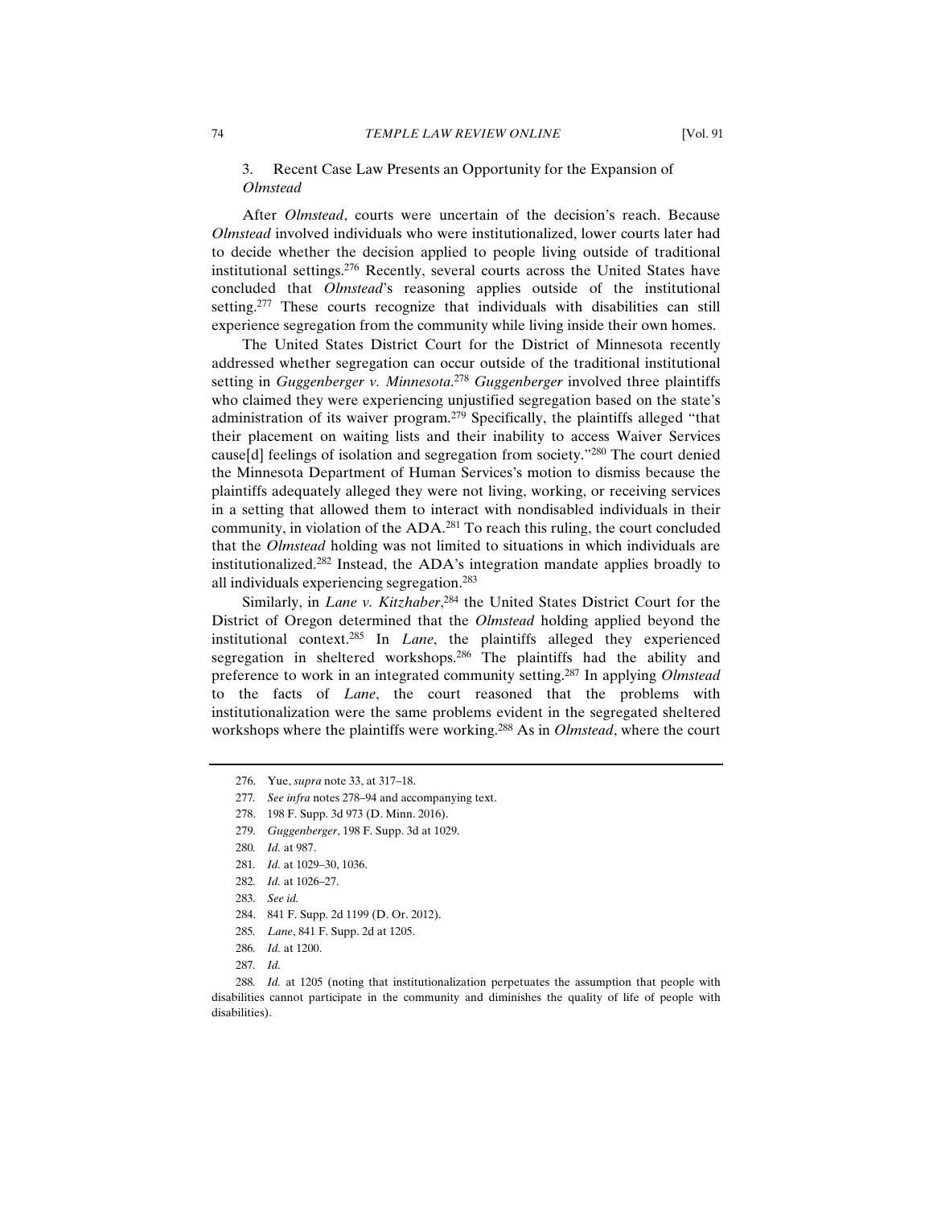### 3. Recent Case Law Presents an Opportunity for the Expansion of *Olmstead*

After *Olmstead*, courts were uncertain of the decision's reach. Because *Olmstead* involved individuals who were institutionalized, lower courts later had to decide whether the decision applied to people living outside of traditional institutional settings.[276] Recently, several courts across the United States have concluded that *Olmstead*'s reasoning applies outside of the institutional setting.[277] These courts recognize that individuals with disabilities can still experience segregation from the community while living inside their own homes.

The United States District Court for the District of Minnesota recently addressed whether segregation can occur outside of the traditional institutional setting in *Guggenberger v. Minnesota*.[278] *Guggenberger* involved three plaintiffs who claimed they were experiencing unjustified segregation based on the state's administration of its waiver program.[279] Specifically, the plaintiffs alleged "that their placement on waiting lists and their inability to access Waiver Services cause[d] feelings of isolation and segregation from society."[280] The court denied the Minnesota Department of Human Services's motion to dismiss because the plaintiffs adequately alleged they were not living, working, or receiving services in a setting that allowed them to interact with nondisabled individuals in their community, in violation of the ADA.[281] To reach this ruling, the court concluded that the *Olmstead* holding was not limited to situations in which individuals are institutionalized.[282] Instead, the ADA's integration mandate applies broadly to all individuals experiencing segregation.[283]

Similarly, in *Lane v. Kitzhaber*,[284] the United States District Court for the District of Oregon determined that the *Olmstead* holding applied beyond the institutional context.[285] In *Lane*, the plaintiffs alleged they experienced segregation in sheltered workshops.[286] The plaintiffs had the ability and preference to work in an integrated community setting.[287] In applying *Olmstead* to the facts of *Lane*, the court reasoned that the problems with institutionalization were the same problems evident in the segregated sheltered workshops where the plaintiffs were working.[288] As in *Olmstead*, where the court

---

276. Yue, *supra* note 33, at 317–18.

277. *See infra* notes 278–94 and accompanying text.

278. 198 F. Supp. 3d 973 (D. Minn. 2016).

279. *Guggenberger*, 198 F. Supp. 3d at 1029.

280. *Id.* at 987.

281. *Id.* at 1029–30, 1036.

282. *Id.* at 1026–27.

283. *See id.*

284. 841 F. Supp. 2d 1199 (D. Or. 2012).

285. *Lane*, 841 F. Supp. 2d at 1205.

286. *Id.* at 1200.

287. *Id.*

288. *Id.* at 1205 (noting that institutionalization perpetuates the assumption that people with disabilities cannot participate in the community and diminishes the quality of life of people with disabilities).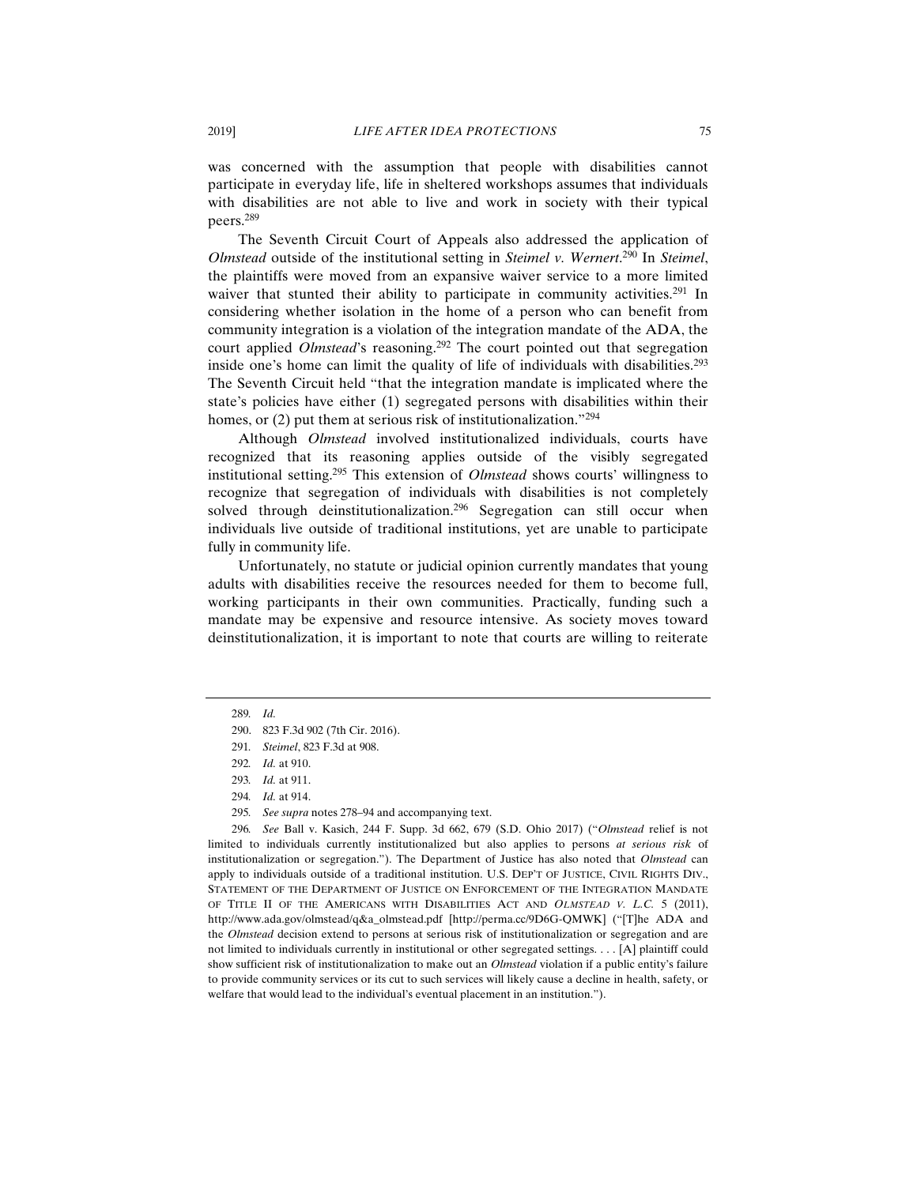was concerned with the assumption that people with disabilities cannot participate in everyday life, life in sheltered workshops assumes that individuals with disabilities are not able to live and work in society with their typical peers.[289]

The Seventh Circuit Court of Appeals also addressed the application of *Olmstead* outside of the institutional setting in *Steimel v. Wernert*.[290] In *Steimel*, the plaintiffs were moved from an expansive waiver service to a more limited waiver that stunted their ability to participate in community activities.[291] In considering whether isolation in the home of a person who can benefit from community integration is a violation of the integration mandate of the ADA, the court applied *Olmstead*'s reasoning.[292] The court pointed out that segregation inside one's home can limit the quality of life of individuals with disabilities.[293] The Seventh Circuit held "that the integration mandate is implicated where the state's policies have either (1) segregated persons with disabilities within their homes, or (2) put them at serious risk of institutionalization."[294]

Although *Olmstead* involved institutionalized individuals, courts have recognized that its reasoning applies outside of the visibly segregated institutional setting.[295] This extension of *Olmstead* shows courts' willingness to recognize that segregation of individuals with disabilities is not completely solved through deinstitutionalization.[296] Segregation can still occur when individuals live outside of traditional institutions, yet are unable to participate fully in community life.

Unfortunately, no statute or judicial opinion currently mandates that young adults with disabilities receive the resources needed for them to become full, working participants in their own communities. Practically, funding such a mandate may be expensive and resource intensive. As society moves toward deinstitutionalization, it is important to note that courts are willing to reiterate

---

289. *Id.*

290. 823 F.3d 902 (7th Cir. 2016).

291. *Steimel*, 823 F.3d at 908.

292. *Id.* at 910.

293. *Id.* at 911.

294. *Id.* at 914.

295. *See supra* notes 278–94 and accompanying text.

296. *See* Ball v. Kasich, 244 F. Supp. 3d 662, 679 (S.D. Ohio 2017) ("*Olmstead* relief is not limited to individuals currently institutionalized but also applies to persons *at serious risk* of institutionalization or segregation."). The Department of Justice has also noted that *Olmstead* can apply to individuals outside of a traditional institution. U.S. DEP'T OF JUSTICE, CIVIL RIGHTS DIV., STATEMENT OF THE DEPARTMENT OF JUSTICE ON ENFORCEMENT OF THE INTEGRATION MANDATE OF TITLE II OF THE AMERICANS WITH DISABILITIES ACT AND *OLMSTEAD V. L.C.* 5 (2011), http://www.ada.gov/olmstead/q&a_olmstead.pdf [http://perma.cc/9D6G-QMWK] ("[T]he ADA and the *Olmstead* decision extend to persons at serious risk of institutionalization or segregation and are not limited to individuals currently in institutional or other segregated settings. . . . [A] plaintiff could show sufficient risk of institutionalization to make out an *Olmstead* violation if a public entity's failure to provide community services or its cut to such services will likely cause a decline in health, safety, or welfare that would lead to the individual's eventual placement in an institution.").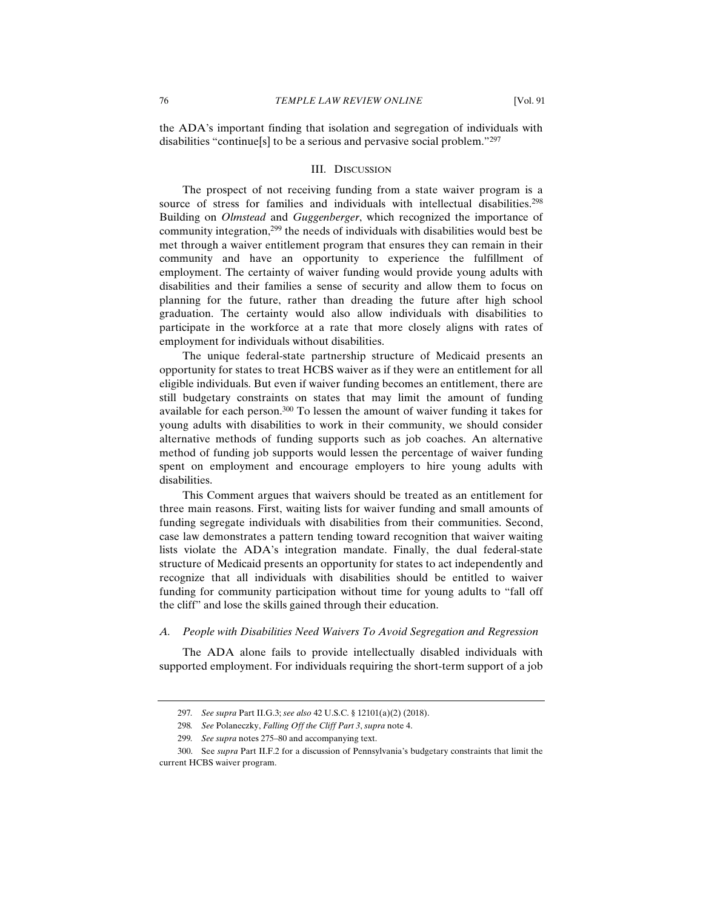the ADA's important finding that isolation and segregation of individuals with disabilities "continue[s] to be a serious and pervasive social problem."[297]

## III. Discussion

The prospect of not receiving funding from a state waiver program is a source of stress for families and individuals with intellectual disabilities.[298] Building on *Olmstead* and *Guggenberger*, which recognized the importance of community integration,[299] the needs of individuals with disabilities would best be met through a waiver entitlement program that ensures they can remain in their community and have an opportunity to experience the fulfillment of employment. The certainty of waiver funding would provide young adults with disabilities and their families a sense of security and allow them to focus on planning for the future, rather than dreading the future after high school graduation. The certainty would also allow individuals with disabilities to participate in the workforce at a rate that more closely aligns with rates of employment for individuals without disabilities.

The unique federal-state partnership structure of Medicaid presents an opportunity for states to treat HCBS waiver as if they were an entitlement for all eligible individuals. But even if waiver funding becomes an entitlement, there are still budgetary constraints on states that may limit the amount of funding available for each person.[300] To lessen the amount of waiver funding it takes for young adults with disabilities to work in their community, we should consider alternative methods of funding supports such as job coaches. An alternative method of funding job supports would lessen the percentage of waiver funding spent on employment and encourage employers to hire young adults with disabilities.

This Comment argues that waivers should be treated as an entitlement for three main reasons. First, waiting lists for waiver funding and small amounts of funding segregate individuals with disabilities from their communities. Second, case law demonstrates a pattern tending toward recognition that waiver waiting lists violate the ADA's integration mandate. Finally, the dual federal-state structure of Medicaid presents an opportunity for states to act independently and recognize that all individuals with disabilities should be entitled to waiver funding for community participation without time for young adults to "fall off the cliff" and lose the skills gained through their education.

### *A. People with Disabilities Need Waivers To Avoid Segregation and Regression*

The ADA alone fails to provide intellectually disabled individuals with supported employment. For individuals requiring the short-term support of a job

---

297. *See supra* Part II.G.3; *see also* 42 U.S.C. § 12101(a)(2) (2018).

298. *See* Polaneczky, *Falling Off the Cliff Part 3*, *supra* note 4.

299. *See supra* notes 275–80 and accompanying text.

300. See *supra* Part II.F.2 for a discussion of Pennsylvania's budgetary constraints that limit the current HCBS waiver program.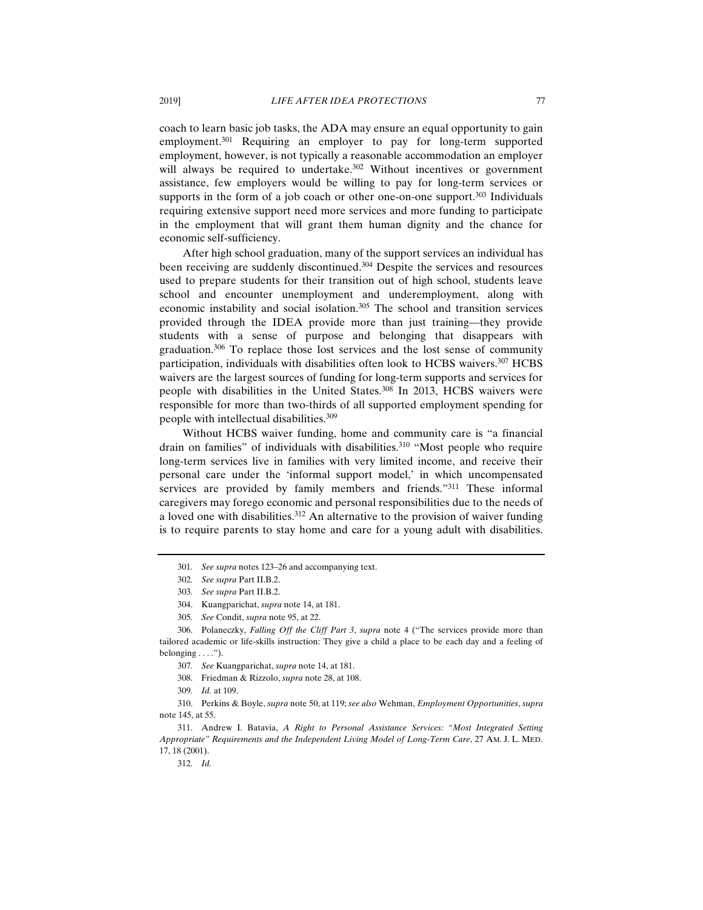coach to learn basic job tasks, the ADA may ensure an equal opportunity to gain employment.[301] Requiring an employer to pay for long-term supported employment, however, is not typically a reasonable accommodation an employer will always be required to undertake.[302] Without incentives or government assistance, few employers would be willing to pay for long-term services or supports in the form of a job coach or other one-on-one support.[303] Individuals requiring extensive support need more services and more funding to participate in the employment that will grant them human dignity and the chance for economic self-sufficiency.

After high school graduation, many of the support services an individual has been receiving are suddenly discontinued.[304] Despite the services and resources used to prepare students for their transition out of high school, students leave school and encounter unemployment and underemployment, along with economic instability and social isolation.[305] The school and transition services provided through the IDEA provide more than just training—they provide students with a sense of purpose and belonging that disappears with graduation.[306] To replace those lost services and the lost sense of community participation, individuals with disabilities often look to HCBS waivers.[307] HCBS waivers are the largest sources of funding for long-term supports and services for people with disabilities in the United States.[308] In 2013, HCBS waivers were responsible for more than two-thirds of all supported employment spending for people with intellectual disabilities.[309]

Without HCBS waiver funding, home and community care is "a financial drain on families" of individuals with disabilities.[310] "Most people who require long-term services live in families with very limited income, and receive their personal care under the 'informal support model,' in which uncompensated services are provided by family members and friends."[311] These informal caregivers may forego economic and personal responsibilities due to the needs of a loved one with disabilities.[312] An alternative to the provision of waiver funding is to require parents to stay home and care for a young adult with disabilities.

---

301. *See supra* notes 123–26 and accompanying text.

302. *See supra* Part II.B.2.

303. *See supra* Part II.B.2.

304. Kuangparichat, *supra* note 14, at 181.

305. *See* Condit, *supra* note 95, at 22.

306. Polaneczky, *Falling Off the Cliff Part 3*, *supra* note 4 ("The services provide more than tailored academic or life-skills instruction: They give a child a place to be each day and a feeling of belonging . . . .").

307. *See* Kuangparichat, *supra* note 14, at 181.

308. Friedman & Rizzolo, *supra* note 28, at 108.

309. *Id.* at 109.

310. Perkins & Boyle, *supra* note 50, at 119; *see also* Wehman, *Employment Opportunities*, *supra* note 145, at 55.

311. Andrew I. Batavia, *A Right to Personal Assistance Services: "Most Integrated Setting Appropriate" Requirements and the Independent Living Model of Long-Term Care*, 27 AM. J. L. MED. 17, 18 (2001).

312. *Id.*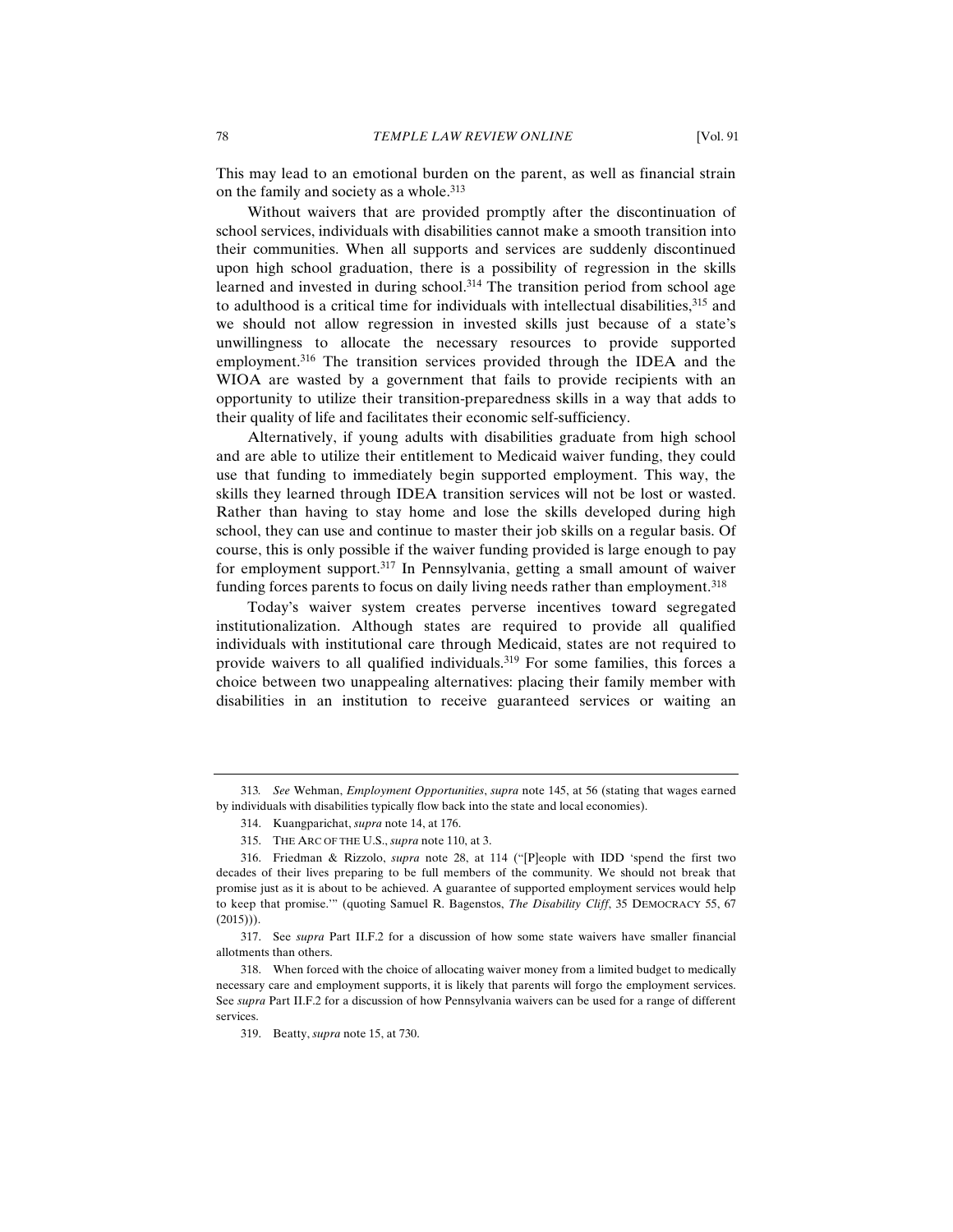This may lead to an emotional burden on the parent, as well as financial strain on the family and society as a whole.[313]

Without waivers that are provided promptly after the discontinuation of school services, individuals with disabilities cannot make a smooth transition into their communities. When all supports and services are suddenly discontinued upon high school graduation, there is a possibility of regression in the skills learned and invested in during school.[314] The transition period from school age to adulthood is a critical time for individuals with intellectual disabilities,[315] and we should not allow regression in invested skills just because of a state's unwillingness to allocate the necessary resources to provide supported employment.[316] The transition services provided through the IDEA and the WIOA are wasted by a government that fails to provide recipients with an opportunity to utilize their transition-preparedness skills in a way that adds to their quality of life and facilitates their economic self-sufficiency.

Alternatively, if young adults with disabilities graduate from high school and are able to utilize their entitlement to Medicaid waiver funding, they could use that funding to immediately begin supported employment. This way, the skills they learned through IDEA transition services will not be lost or wasted. Rather than having to stay home and lose the skills developed during high school, they can use and continue to master their job skills on a regular basis. Of course, this is only possible if the waiver funding provided is large enough to pay for employment support.[317] In Pennsylvania, getting a small amount of waiver funding forces parents to focus on daily living needs rather than employment.[318]

Today's waiver system creates perverse incentives toward segregated institutionalization. Although states are required to provide all qualified individuals with institutional care through Medicaid, states are not required to provide waivers to all qualified individuals.[319] For some families, this forces a choice between two unappealing alternatives: placing their family member with disabilities in an institution to receive guaranteed services or waiting an

---

313. *See* Wehman, *Employment Opportunities*, *supra* note 145, at 56 (stating that wages earned by individuals with disabilities typically flow back into the state and local economies).

314. Kuangparichat, *supra* note 14, at 176.

315. THE ARC OF THE U.S., *supra* note 110, at 3.

316. Friedman & Rizzolo, *supra* note 28, at 114 ("[P]eople with IDD 'spend the first two decades of their lives preparing to be full members of the community. We should not break that promise just as it is about to be achieved. A guarantee of supported employment services would help to keep that promise.'" (quoting Samuel R. Bagenstos, *The Disability Cliff*, 35 DEMOCRACY 55, 67 (2015))).

317. See *supra* Part II.F.2 for a discussion of how some state waivers have smaller financial allotments than others.

318. When forced with the choice of allocating waiver money from a limited budget to medically necessary care and employment supports, it is likely that parents will forgo the employment services. See *supra* Part II.F.2 for a discussion of how Pennsylvania waivers can be used for a range of different services.

319. Beatty, *supra* note 15, at 730.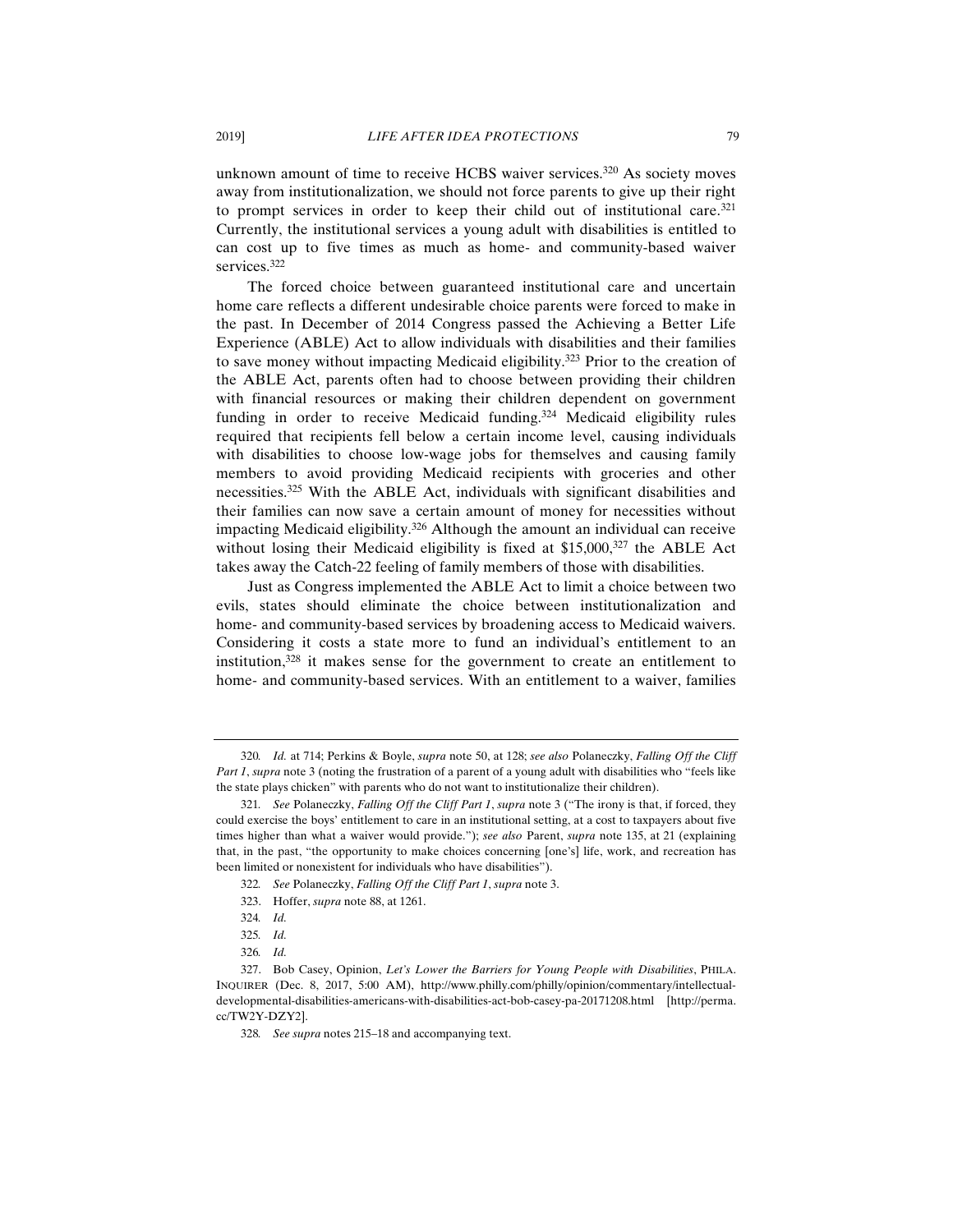unknown amount of time to receive HCBS waiver services.[320] As society moves away from institutionalization, we should not force parents to give up their right to prompt services in order to keep their child out of institutional care.[321] Currently, the institutional services a young adult with disabilities is entitled to can cost up to five times as much as home- and community-based waiver services.[322]

The forced choice between guaranteed institutional care and uncertain home care reflects a different undesirable choice parents were forced to make in the past. In December of 2014 Congress passed the Achieving a Better Life Experience (ABLE) Act to allow individuals with disabilities and their families to save money without impacting Medicaid eligibility.[323] Prior to the creation of the ABLE Act, parents often had to choose between providing their children with financial resources or making their children dependent on government funding in order to receive Medicaid funding.[324] Medicaid eligibility rules required that recipients fell below a certain income level, causing individuals with disabilities to choose low-wage jobs for themselves and causing family members to avoid providing Medicaid recipients with groceries and other necessities.[325] With the ABLE Act, individuals with significant disabilities and their families can now save a certain amount of money for necessities without impacting Medicaid eligibility.[326] Although the amount an individual can receive without losing their Medicaid eligibility is fixed at $15,000,[327] the ABLE Act takes away the Catch-22 feeling of family members of those with disabilities.

Just as Congress implemented the ABLE Act to limit a choice between two evils, states should eliminate the choice between institutionalization and home- and community-based services by broadening access to Medicaid waivers. Considering it costs a state more to fund an individual's entitlement to an institution,[328] it makes sense for the government to create an entitlement to home- and community-based services. With an entitlement to a waiver, families

---

320. *Id.* at 714; Perkins & Boyle, *supra* note 50, at 128; *see also* Polaneczky, *Falling Off the Cliff Part 1*, *supra* note 3 (noting the frustration of a parent of a young adult with disabilities who "feels like the state plays chicken" with parents who do not want to institutionalize their children).

321. *See* Polaneczky, *Falling Off the Cliff Part 1*, *supra* note 3 ("The irony is that, if forced, they could exercise the boys' entitlement to care in an institutional setting, at a cost to taxpayers about five times higher than what a waiver would provide."); *see also* Parent, *supra* note 135, at 21 (explaining that, in the past, "the opportunity to make choices concerning [one's] life, work, and recreation has been limited or nonexistent for individuals who have disabilities").

322. *See* Polaneczky, *Falling Off the Cliff Part 1*, *supra* note 3.

323. Hoffer, *supra* note 88, at 1261.

324. *Id.*

325. *Id.*

326. *Id.*

327. Bob Casey, Opinion, *Let's Lower the Barriers for Young People with Disabilities*, PHILA. INQUIRER (Dec. 8, 2017, 5:00 AM), http://www.philly.com/philly/opinion/commentary/intellectual-developmental-disabilities-americans-with-disabilities-act-bob-casey-pa-20171208.html [http://perma.cc/TW2Y-DZY2].

328. *See supra* notes 215–18 and accompanying text.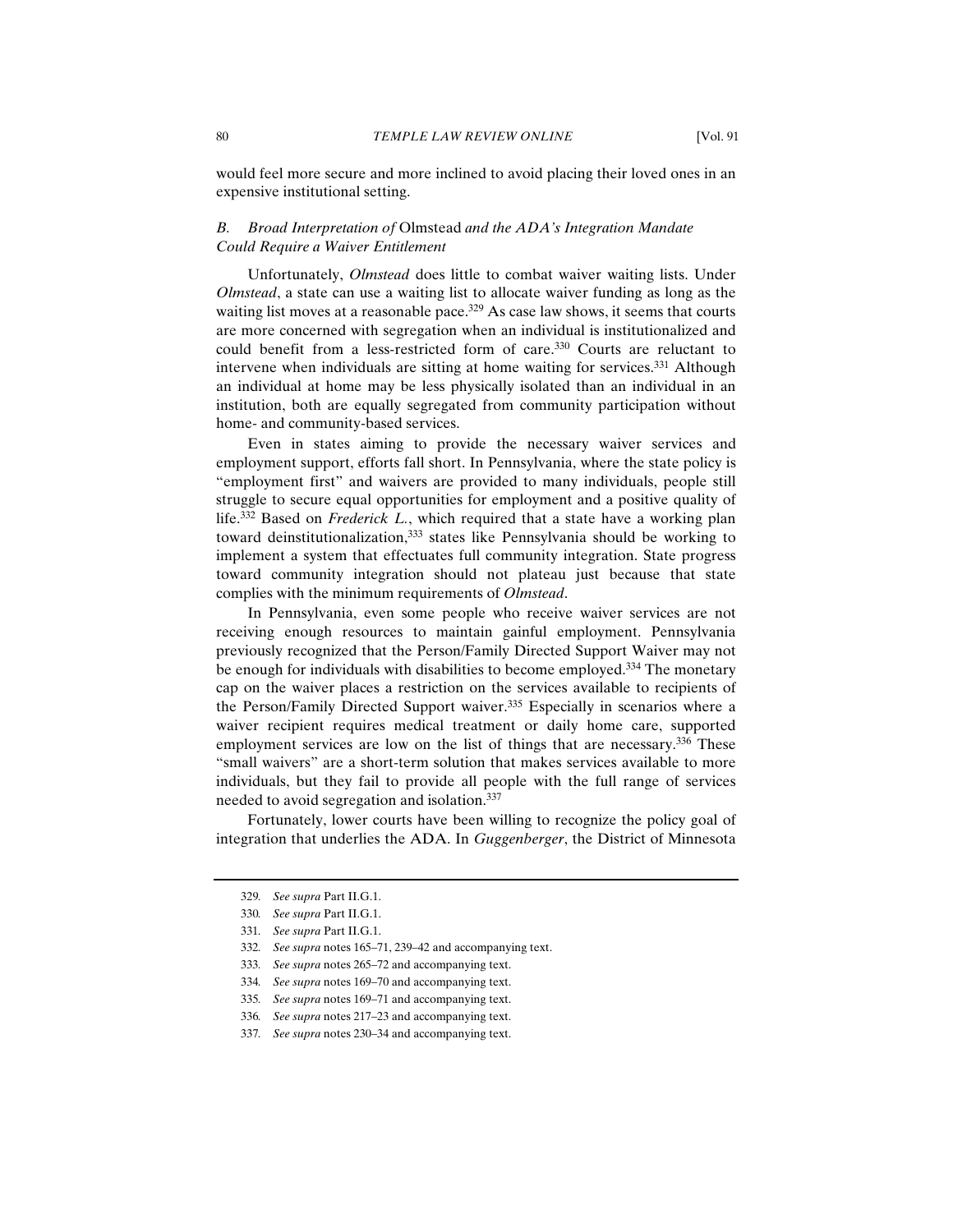would feel more secure and more inclined to avoid placing their loved ones in an expensive institutional setting.

### *B. Broad Interpretation of* Olmstead *and the ADA's Integration Mandate Could Require a Waiver Entitlement*

Unfortunately, *Olmstead* does little to combat waiver waiting lists. Under *Olmstead*, a state can use a waiting list to allocate waiver funding as long as the waiting list moves at a reasonable pace.[329] As case law shows, it seems that courts are more concerned with segregation when an individual is institutionalized and could benefit from a less-restricted form of care.[330] Courts are reluctant to intervene when individuals are sitting at home waiting for services.[331] Although an individual at home may be less physically isolated than an individual in an institution, both are equally segregated from community participation without home- and community-based services.

Even in states aiming to provide the necessary waiver services and employment support, efforts fall short. In Pennsylvania, where the state policy is "employment first" and waivers are provided to many individuals, people still struggle to secure equal opportunities for employment and a positive quality of life.[332] Based on *Frederick L.*, which required that a state have a working plan toward deinstitutionalization,[333] states like Pennsylvania should be working to implement a system that effectuates full community integration. State progress toward community integration should not plateau just because that state complies with the minimum requirements of *Olmstead*.

In Pennsylvania, even some people who receive waiver services are not receiving enough resources to maintain gainful employment. Pennsylvania previously recognized that the Person/Family Directed Support Waiver may not be enough for individuals with disabilities to become employed.[334] The monetary cap on the waiver places a restriction on the services available to recipients of the Person/Family Directed Support waiver.[335] Especially in scenarios where a waiver recipient requires medical treatment or daily home care, supported employment services are low on the list of things that are necessary.[336] These "small waivers" are a short-term solution that makes services available to more individuals, but they fail to provide all people with the full range of services needed to avoid segregation and isolation.[337]

Fortunately, lower courts have been willing to recognize the policy goal of integration that underlies the ADA. In *Guggenberger*, the District of Minnesota

---

329. *See supra* Part II.G.1.

330. *See supra* Part II.G.1.

331. *See supra* Part II.G.1.

332. *See supra* notes 165–71, 239–42 and accompanying text.

333. *See supra* notes 265–72 and accompanying text.

334. *See supra* notes 169–70 and accompanying text.

335. *See supra* notes 169–71 and accompanying text.

336. *See supra* notes 217–23 and accompanying text.

337. *See supra* notes 230–34 and accompanying text.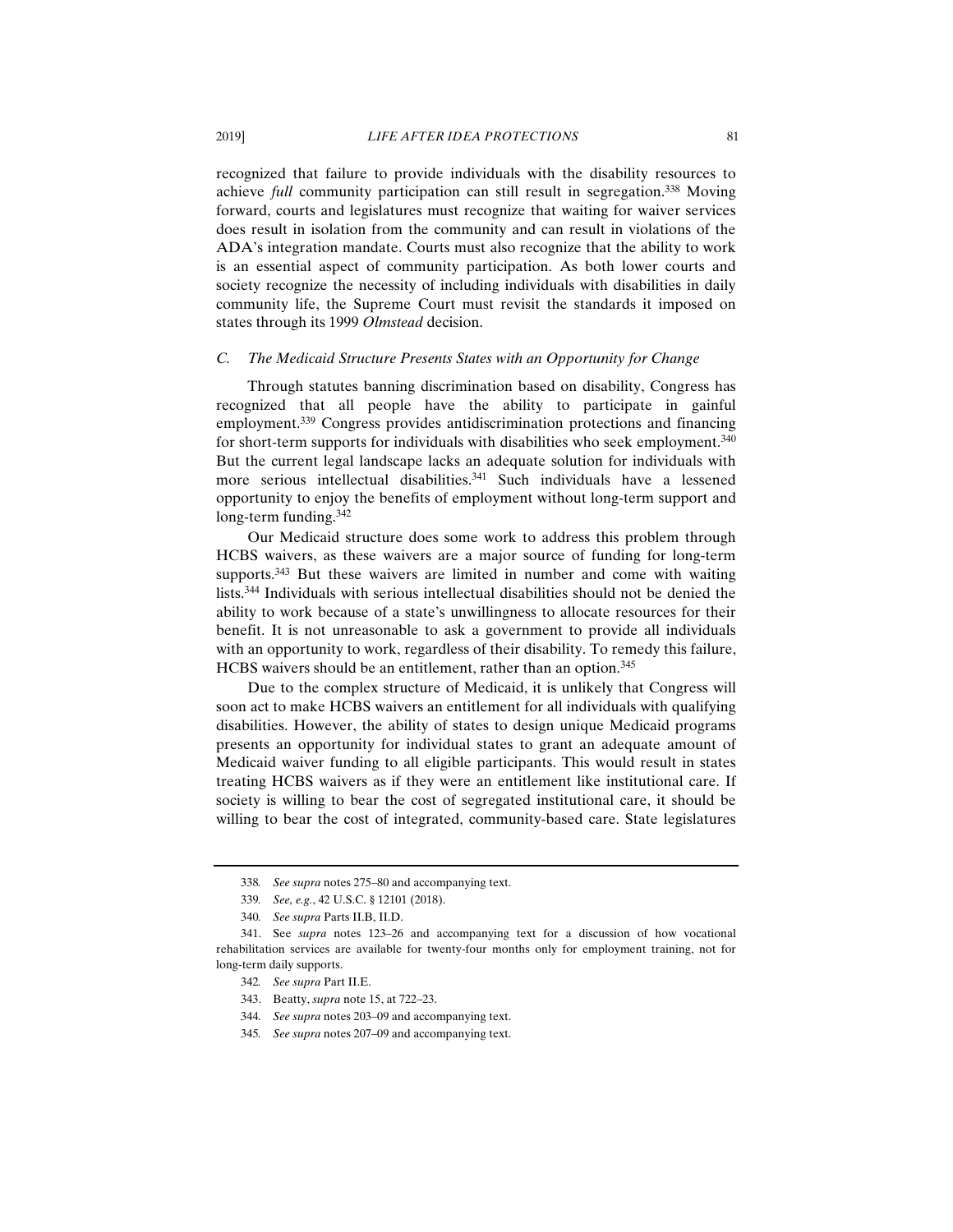recognized that failure to provide individuals with the disability resources to achieve *full* community participation can still result in segregation.[338] Moving forward, courts and legislatures must recognize that waiting for waiver services does result in isolation from the community and can result in violations of the ADA's integration mandate. Courts must also recognize that the ability to work is an essential aspect of community participation. As both lower courts and society recognize the necessity of including individuals with disabilities in daily community life, the Supreme Court must revisit the standards it imposed on states through its 1999 *Olmstead* decision.

### *C. The Medicaid Structure Presents States with an Opportunity for Change*

Through statutes banning discrimination based on disability, Congress has recognized that all people have the ability to participate in gainful employment.[339] Congress provides antidiscrimination protections and financing for short-term supports for individuals with disabilities who seek employment.[340] But the current legal landscape lacks an adequate solution for individuals with more serious intellectual disabilities.[341] Such individuals have a lessened opportunity to enjoy the benefits of employment without long-term support and long-term funding.[342]

Our Medicaid structure does some work to address this problem through HCBS waivers, as these waivers are a major source of funding for long-term supports.[343] But these waivers are limited in number and come with waiting lists.[344] Individuals with serious intellectual disabilities should not be denied the ability to work because of a state's unwillingness to allocate resources for their benefit. It is not unreasonable to ask a government to provide all individuals with an opportunity to work, regardless of their disability. To remedy this failure, HCBS waivers should be an entitlement, rather than an option.[345]

Due to the complex structure of Medicaid, it is unlikely that Congress will soon act to make HCBS waivers an entitlement for all individuals with qualifying disabilities. However, the ability of states to design unique Medicaid programs presents an opportunity for individual states to grant an adequate amount of Medicaid waiver funding to all eligible participants. This would result in states treating HCBS waivers as if they were an entitlement like institutional care. If society is willing to bear the cost of segregated institutional care, it should be willing to bear the cost of integrated, community-based care. State legislatures

---

338. *See supra* notes 275–80 and accompanying text.

339. *See, e.g.*, 42 U.S.C. § 12101 (2018).

340. *See supra* Parts II.B, II.D.

341. See *supra* notes 123–26 and accompanying text for a discussion of how vocational rehabilitation services are available for twenty-four months only for employment training, not for long-term daily supports.

342. *See supra* Part II.E.

343. Beatty, *supra* note 15, at 722–23.

344. *See supra* notes 203–09 and accompanying text.

345. *See supra* notes 207–09 and accompanying text.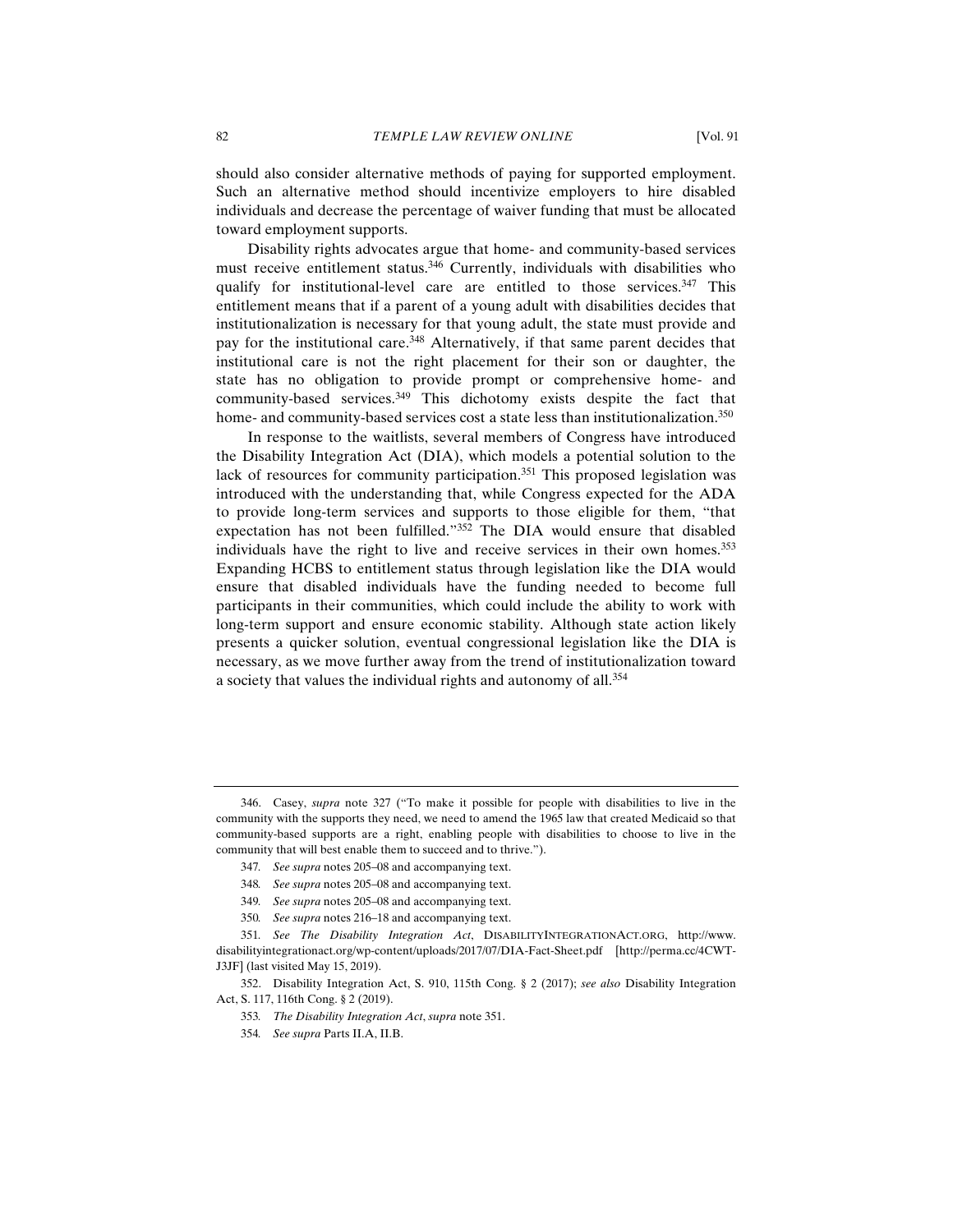should also consider alternative methods of paying for supported employment. Such an alternative method should incentivize employers to hire disabled individuals and decrease the percentage of waiver funding that must be allocated toward employment supports.

Disability rights advocates argue that home- and community-based services must receive entitlement status.[346] Currently, individuals with disabilities who qualify for institutional-level care are entitled to those services.[347] This entitlement means that if a parent of a young adult with disabilities decides that institutionalization is necessary for that young adult, the state must provide and pay for the institutional care.[348] Alternatively, if that same parent decides that institutional care is not the right placement for their son or daughter, the state has no obligation to provide prompt or comprehensive home- and community-based services.[349] This dichotomy exists despite the fact that home- and community-based services cost a state less than institutionalization.[350]

In response to the waitlists, several members of Congress have introduced the Disability Integration Act (DIA), which models a potential solution to the lack of resources for community participation.[351] This proposed legislation was introduced with the understanding that, while Congress expected for the ADA to provide long-term services and supports to those eligible for them, "that expectation has not been fulfilled."[352] The DIA would ensure that disabled individuals have the right to live and receive services in their own homes.[353] Expanding HCBS to entitlement status through legislation like the DIA would ensure that disabled individuals have the funding needed to become full participants in their communities, which could include the ability to work with long-term support and ensure economic stability. Although state action likely presents a quicker solution, eventual congressional legislation like the DIA is necessary, as we move further away from the trend of institutionalization toward a society that values the individual rights and autonomy of all.[354]

---

346. Casey, *supra* note 327 ("To make it possible for people with disabilities to live in the community with the supports they need, we need to amend the 1965 law that created Medicaid so that community-based supports are a right, enabling people with disabilities to choose to live in the community that will best enable them to succeed and to thrive.").

347. *See supra* notes 205–08 and accompanying text.

348. *See supra* notes 205–08 and accompanying text.

349. *See supra* notes 205–08 and accompanying text.

350. *See supra* notes 216–18 and accompanying text.

351. *See The Disability Integration Act*, DISABILITYINTEGRATIONACT.ORG, http://www.disabilityintegrationact.org/wp-content/uploads/2017/07/DIA-Fact-Sheet.pdf [http://perma.cc/4CWT-J3JF] (last visited May 15, 2019).

352. Disability Integration Act, S. 910, 115th Cong. § 2 (2017); *see also* Disability Integration Act, S. 117, 116th Cong. § 2 (2019).

353. *The Disability Integration Act*, *supra* note 351.

354. *See supra* Parts II.A, II.B.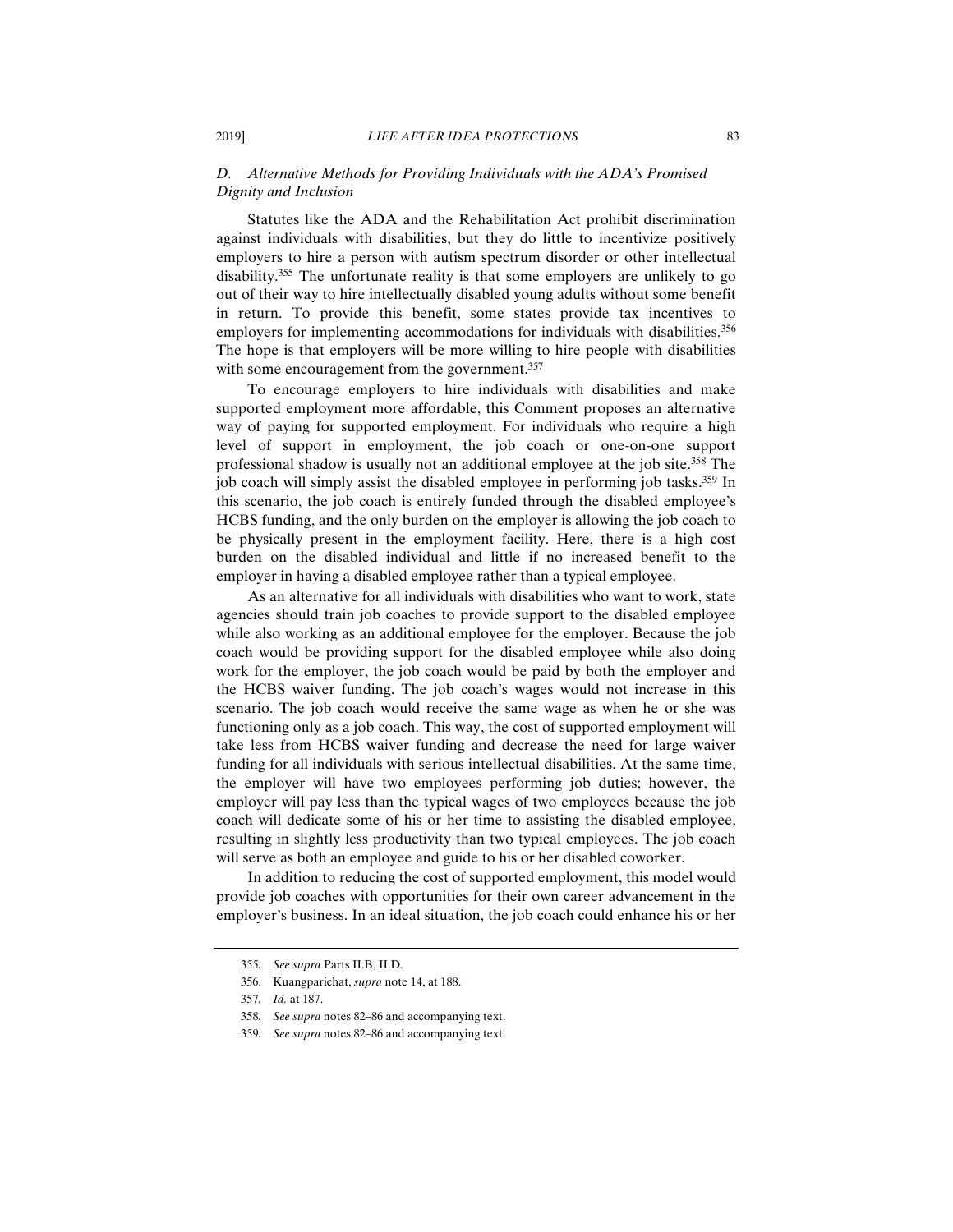### *D. Alternative Methods for Providing Individuals with the ADA's Promised Dignity and Inclusion*

Statutes like the ADA and the Rehabilitation Act prohibit discrimination against individuals with disabilities, but they do little to incentivize positively employers to hire a person with autism spectrum disorder or other intellectual disability.[355] The unfortunate reality is that some employers are unlikely to go out of their way to hire intellectually disabled young adults without some benefit in return. To provide this benefit, some states provide tax incentives to employers for implementing accommodations for individuals with disabilities.[356] The hope is that employers will be more willing to hire people with disabilities with some encouragement from the government.[357]

To encourage employers to hire individuals with disabilities and make supported employment more affordable, this Comment proposes an alternative way of paying for supported employment. For individuals who require a high level of support in employment, the job coach or one-on-one support professional shadow is usually not an additional employee at the job site.[358] The job coach will simply assist the disabled employee in performing job tasks.[359] In this scenario, the job coach is entirely funded through the disabled employee's HCBS funding, and the only burden on the employer is allowing the job coach to be physically present in the employment facility. Here, there is a high cost burden on the disabled individual and little if no increased benefit to the employer in having a disabled employee rather than a typical employee.

As an alternative for all individuals with disabilities who want to work, state agencies should train job coaches to provide support to the disabled employee while also working as an additional employee for the employer. Because the job coach would be providing support for the disabled employee while also doing work for the employer, the job coach would be paid by both the employer and the HCBS waiver funding. The job coach's wages would not increase in this scenario. The job coach would receive the same wage as when he or she was functioning only as a job coach. This way, the cost of supported employment will take less from HCBS waiver funding and decrease the need for large waiver funding for all individuals with serious intellectual disabilities. At the same time, the employer will have two employees performing job duties; however, the employer will pay less than the typical wages of two employees because the job coach will dedicate some of his or her time to assisting the disabled employee, resulting in slightly less productivity than two typical employees. The job coach will serve as both an employee and guide to his or her disabled coworker.

In addition to reducing the cost of supported employment, this model would provide job coaches with opportunities for their own career advancement in the employer's business. In an ideal situation, the job coach could enhance his or her

---

355. *See supra* Parts II.B, II.D.

356. Kuangparichat, *supra* note 14, at 188.

357. *Id.* at 187.

358. *See supra* notes 82–86 and accompanying text.

359. *See supra* notes 82–86 and accompanying text.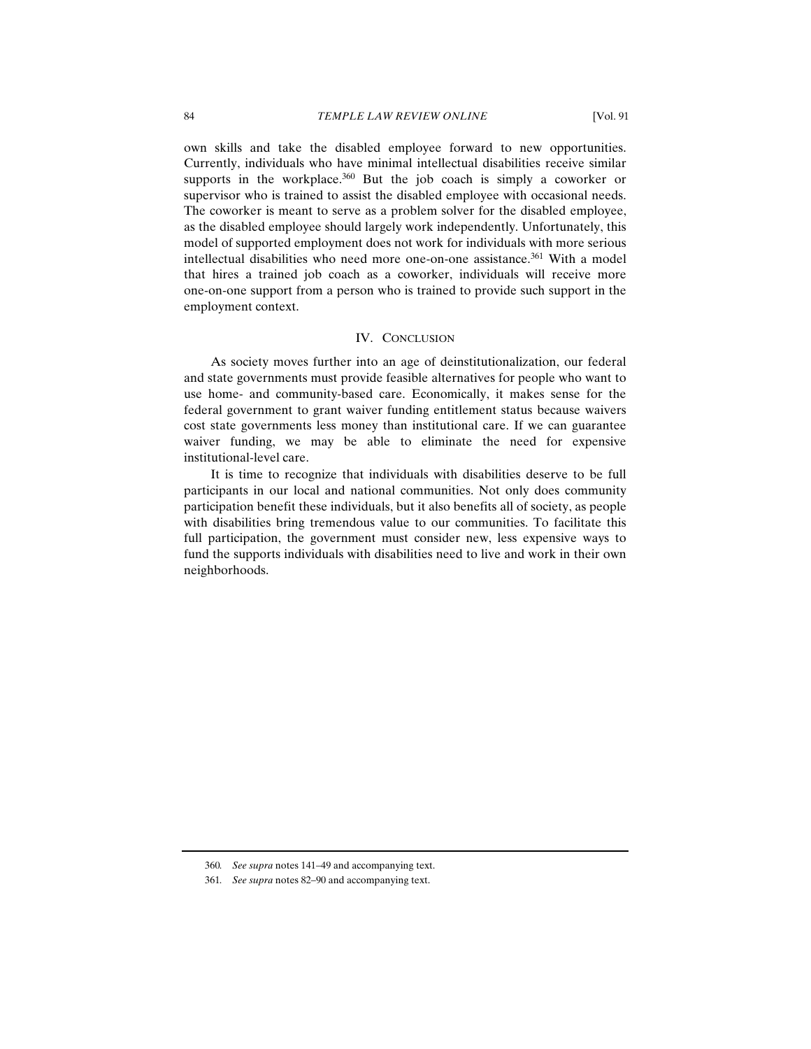own skills and take the disabled employee forward to new opportunities. Currently, individuals who have minimal intellectual disabilities receive similar supports in the workplace.[360] But the job coach is simply a coworker or supervisor who is trained to assist the disabled employee with occasional needs. The coworker is meant to serve as a problem solver for the disabled employee, as the disabled employee should largely work independently. Unfortunately, this model of supported employment does not work for individuals with more serious intellectual disabilities who need more one-on-one assistance.[361] With a model that hires a trained job coach as a coworker, individuals will receive more one-on-one support from a person who is trained to provide such support in the employment context.

## IV. CONCLUSION

As society moves further into an age of deinstitutionalization, our federal and state governments must provide feasible alternatives for people who want to use home- and community-based care. Economically, it makes sense for the federal government to grant waiver funding entitlement status because waivers cost state governments less money than institutional care. If we can guarantee waiver funding, we may be able to eliminate the need for expensive institutional-level care.

It is time to recognize that individuals with disabilities deserve to be full participants in our local and national communities. Not only does community participation benefit these individuals, but it also benefits all of society, as people with disabilities bring tremendous value to our communities. To facilitate this full participation, the government must consider new, less expensive ways to fund the supports individuals with disabilities need to live and work in their own neighborhoods.

---

360. *See supra* notes 141–49 and accompanying text.

361. *See supra* notes 82–90 and accompanying text.